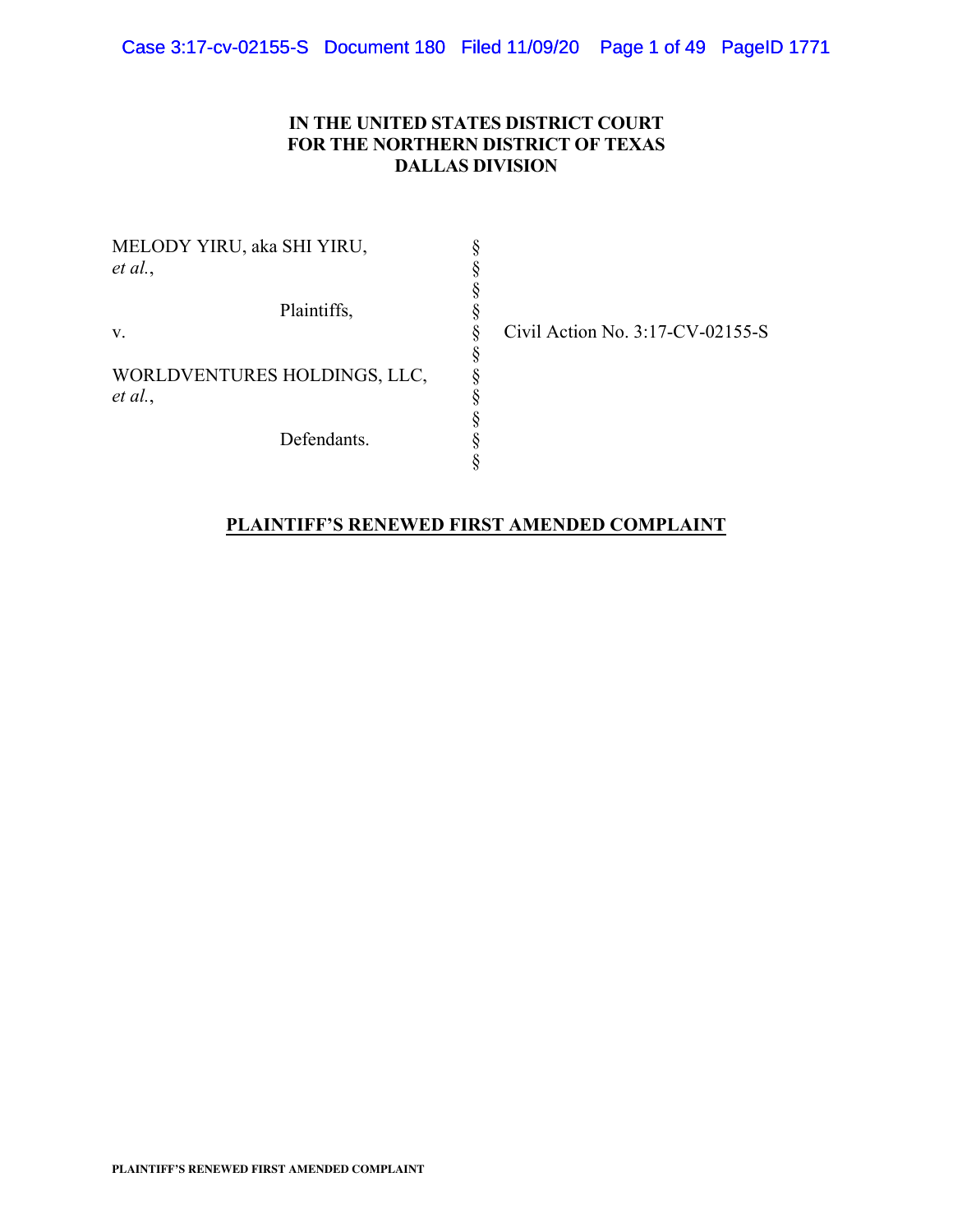**IN THE UNITED STATES DISTRICT COURT**
**FOR THE NORTHERN DISTRICT OF TEXAS**
**DALLAS DIVISION**

| | | |
|---|---|---|
| MELODY YIRU, aka SHI YIRU, *et al.*, | § | |
| | § | |
| Plaintiffs, | § | |
| v. | § | Civil Action No. 3:17-CV-02155-S |
| | § | |
| WORLDVENTURES HOLDINGS, LLC, *et al.*, | § | |
| | § | |
| Defendants. | § | |

**PLAINTIFF'S RENEWED FIRST AMENDED COMPLAINT**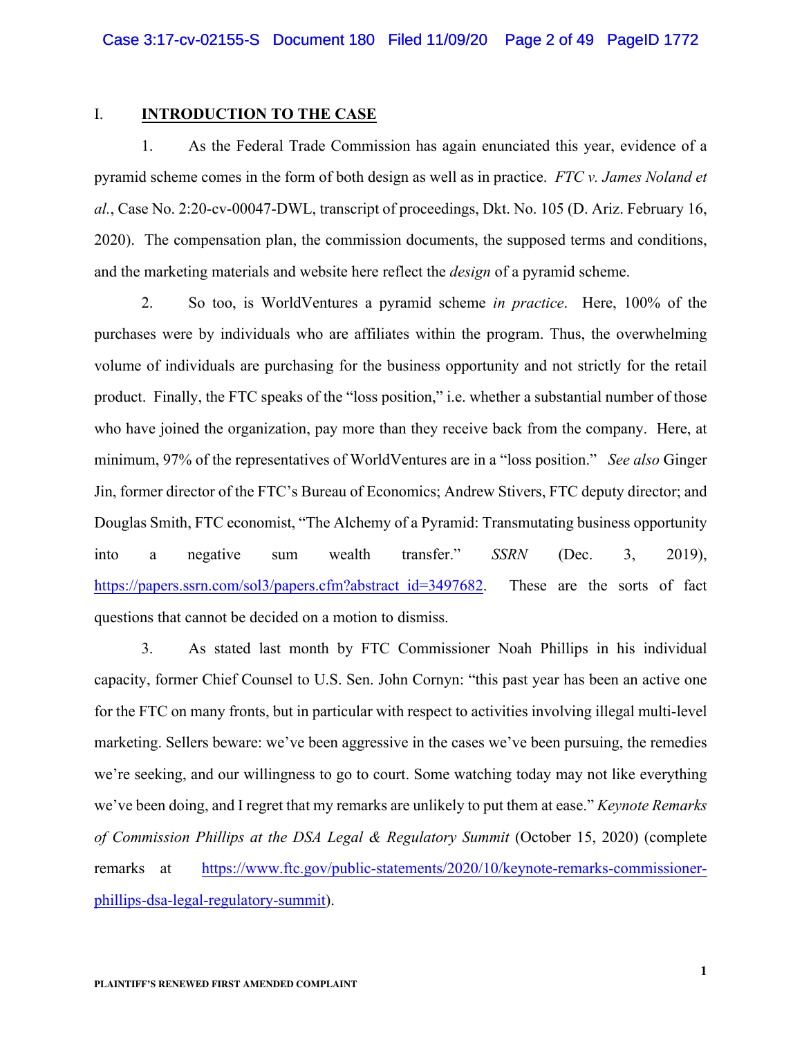## I. **INTRODUCTION TO THE CASE**

1. As the Federal Trade Commission has again enunciated this year, evidence of a pyramid scheme comes in the form of both design as well as in practice. *FTC v. James Noland et al.*, Case No. 2:20-cv-00047-DWL, transcript of proceedings, Dkt. No. 105 (D. Ariz. February 16, 2020). The compensation plan, the commission documents, the supposed terms and conditions, and the marketing materials and website here reflect the *design* of a pyramid scheme.

2. So too, is WorldVentures a pyramid scheme *in practice*. Here, 100% of the purchases were by individuals who are affiliates within the program. Thus, the overwhelming volume of individuals are purchasing for the business opportunity and not strictly for the retail product. Finally, the FTC speaks of the "loss position," i.e. whether a substantial number of those who have joined the organization, pay more than they receive back from the company. Here, at minimum, 97% of the representatives of WorldVentures are in a "loss position." *See also* Ginger Jin, former director of the FTC's Bureau of Economics; Andrew Stivers, FTC deputy director; and Douglas Smith, FTC economist, "The Alchemy of a Pyramid: Transmutating business opportunity into a negative sum wealth transfer." *SSRN* (Dec. 3, 2019), https://papers.ssrn.com/sol3/papers.cfm?abstract_id=3497682. These are the sorts of fact questions that cannot be decided on a motion to dismiss.

3. As stated last month by FTC Commissioner Noah Phillips in his individual capacity, former Chief Counsel to U.S. Sen. John Cornyn: "this past year has been an active one for the FTC on many fronts, but in particular with respect to activities involving illegal multi-level marketing. Sellers beware: we've been aggressive in the cases we've been pursuing, the remedies we're seeking, and our willingness to go to court. Some watching today may not like everything we've been doing, and I regret that my remarks are unlikely to put them at ease." *Keynote Remarks of Commission Phillips at the DSA Legal & Regulatory Summit* (October 15, 2020) (complete remarks at https://www.ftc.gov/public-statements/2020/10/keynote-remarks-commissioner-phillips-dsa-legal-regulatory-summit).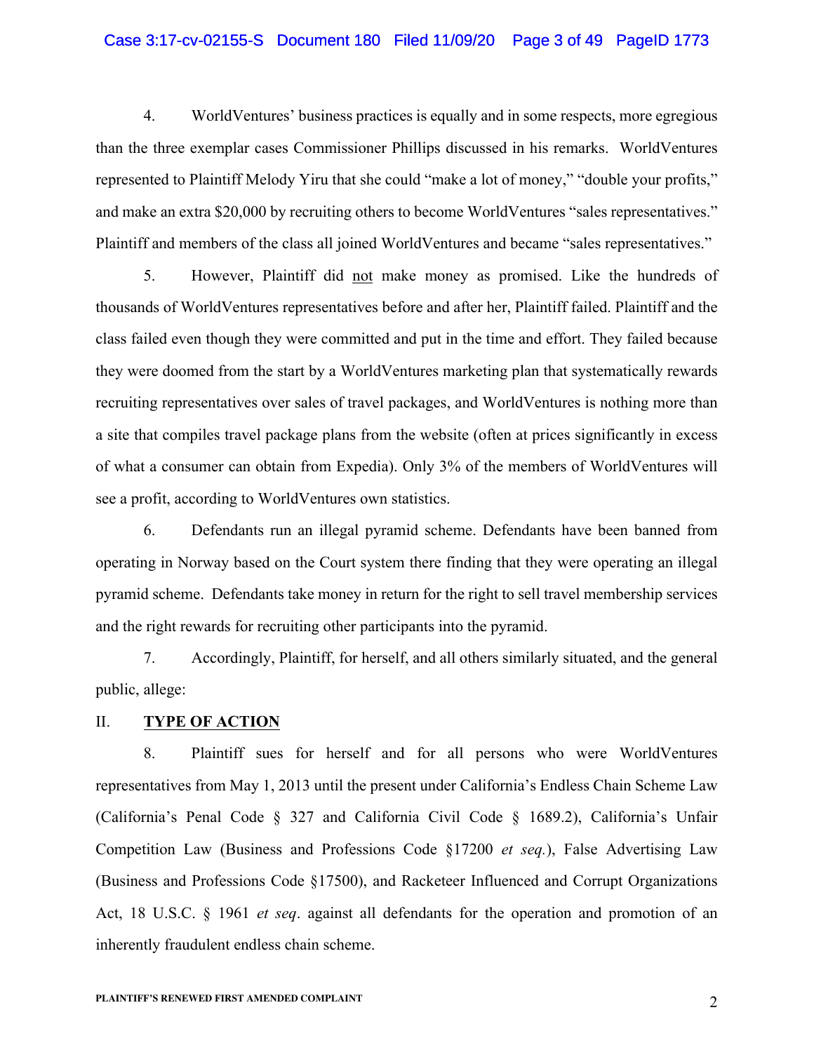4. WorldVentures' business practices is equally and in some respects, more egregious than the three exemplar cases Commissioner Phillips discussed in his remarks. WorldVentures represented to Plaintiff Melody Yiru that she could "make a lot of money," "double your profits," and make an extra $20,000 by recruiting others to become WorldVentures "sales representatives." Plaintiff and members of the class all joined WorldVentures and became "sales representatives."

5. However, Plaintiff did <u>not</u> make money as promised. Like the hundreds of thousands of WorldVentures representatives before and after her, Plaintiff failed. Plaintiff and the class failed even though they were committed and put in the time and effort. They failed because they were doomed from the start by a WorldVentures marketing plan that systematically rewards recruiting representatives over sales of travel packages, and WorldVentures is nothing more than a site that compiles travel package plans from the website (often at prices significantly in excess of what a consumer can obtain from Expedia). Only 3% of the members of WorldVentures will see a profit, according to WorldVentures own statistics.

6. Defendants run an illegal pyramid scheme. Defendants have been banned from operating in Norway based on the Court system there finding that they were operating an illegal pyramid scheme. Defendants take money in return for the right to sell travel membership services and the right rewards for recruiting other participants into the pyramid.

7. Accordingly, Plaintiff, for herself, and all others similarly situated, and the general public, allege:

## II. <u>**TYPE OF ACTION**</u>

8. Plaintiff sues for herself and for all persons who were WorldVentures representatives from May 1, 2013 until the present under California's Endless Chain Scheme Law (California's Penal Code § 327 and California Civil Code § 1689.2), California's Unfair Competition Law (Business and Professions Code §17200 *et seq.*), False Advertising Law (Business and Professions Code §17500), and Racketeer Influenced and Corrupt Organizations Act, 18 U.S.C. § 1961 *et seq*. against all defendants for the operation and promotion of an inherently fraudulent endless chain scheme.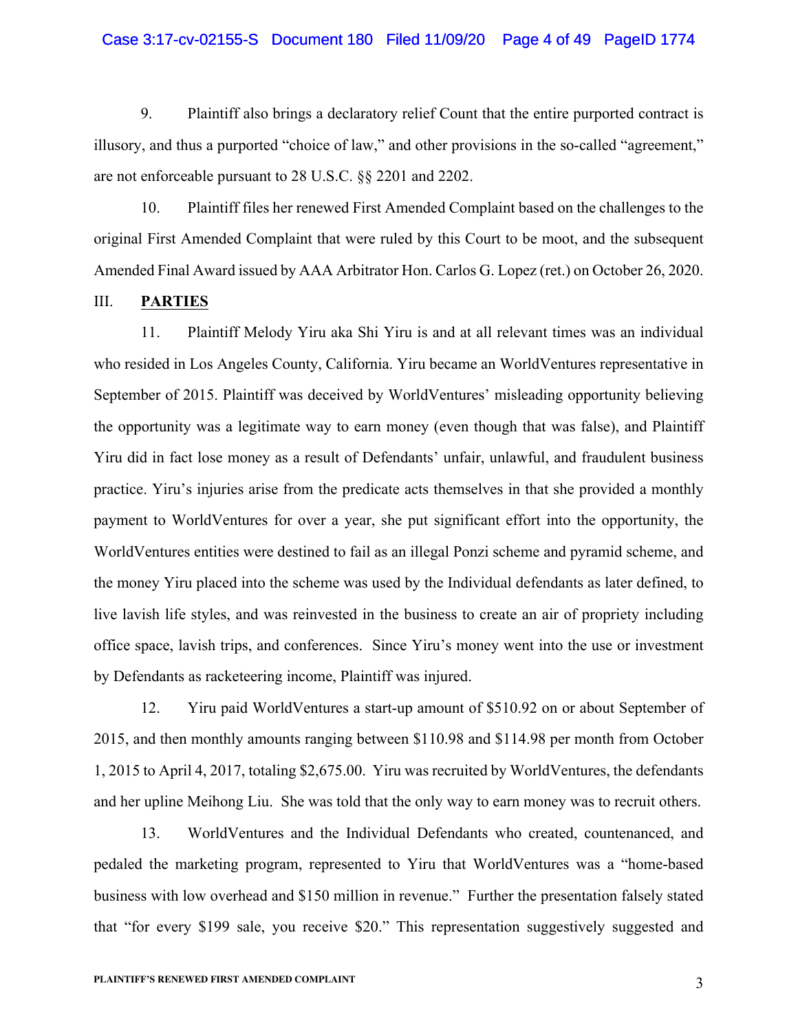9. Plaintiff also brings a declaratory relief Count that the entire purported contract is illusory, and thus a purported "choice of law," and other provisions in the so-called "agreement," are not enforceable pursuant to 28 U.S.C. §§ 2201 and 2202.

10. Plaintiff files her renewed First Amended Complaint based on the challenges to the original First Amended Complaint that were ruled by this Court to be moot, and the subsequent Amended Final Award issued by AAA Arbitrator Hon. Carlos G. Lopez (ret.) on October 26, 2020.

## III. PARTIES

11. Plaintiff Melody Yiru aka Shi Yiru is and at all relevant times was an individual who resided in Los Angeles County, California. Yiru became an WorldVentures representative in September of 2015. Plaintiff was deceived by WorldVentures' misleading opportunity believing the opportunity was a legitimate way to earn money (even though that was false), and Plaintiff Yiru did in fact lose money as a result of Defendants' unfair, unlawful, and fraudulent business practice. Yiru's injuries arise from the predicate acts themselves in that she provided a monthly payment to WorldVentures for over a year, she put significant effort into the opportunity, the WorldVentures entities were destined to fail as an illegal Ponzi scheme and pyramid scheme, and the money Yiru placed into the scheme was used by the Individual defendants as later defined, to live lavish life styles, and was reinvested in the business to create an air of propriety including office space, lavish trips, and conferences. Since Yiru's money went into the use or investment by Defendants as racketeering income, Plaintiff was injured.

12. Yiru paid WorldVentures a start-up amount of $510.92 on or about September of 2015, and then monthly amounts ranging between $110.98 and $114.98 per month from October 1, 2015 to April 4, 2017, totaling $2,675.00. Yiru was recruited by WorldVentures, the defendants and her upline Meihong Liu. She was told that the only way to earn money was to recruit others.

13. WorldVentures and the Individual Defendants who created, countenanced, and pedaled the marketing program, represented to Yiru that WorldVentures was a "home-based business with low overhead and $150 million in revenue." Further the presentation falsely stated that "for every $199 sale, you receive $20." This representation suggestively suggested and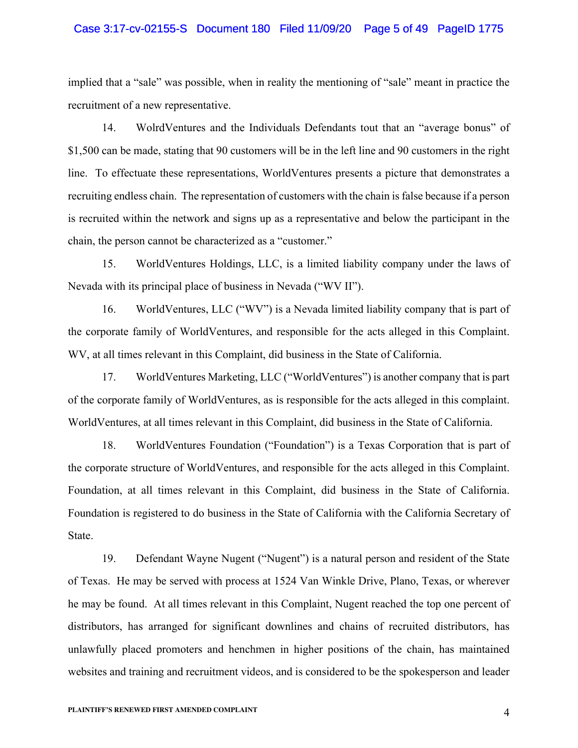implied that a "sale" was possible, when in reality the mentioning of "sale" meant in practice the recruitment of a new representative.

14. WolrdVentures and the Individuals Defendants tout that an "average bonus" of $1,500 can be made, stating that 90 customers will be in the left line and 90 customers in the right line. To effectuate these representations, WorldVentures presents a picture that demonstrates a recruiting endless chain. The representation of customers with the chain is false because if a person is recruited within the network and signs up as a representative and below the participant in the chain, the person cannot be characterized as a "customer."

15. WorldVentures Holdings, LLC, is a limited liability company under the laws of Nevada with its principal place of business in Nevada ("WV II").

16. WorldVentures, LLC ("WV") is a Nevada limited liability company that is part of the corporate family of WorldVentures, and responsible for the acts alleged in this Complaint. WV, at all times relevant in this Complaint, did business in the State of California.

17. WorldVentures Marketing, LLC ("WorldVentures") is another company that is part of the corporate family of WorldVentures, as is responsible for the acts alleged in this complaint. WorldVentures, at all times relevant in this Complaint, did business in the State of California.

18. WorldVentures Foundation ("Foundation") is a Texas Corporation that is part of the corporate structure of WorldVentures, and responsible for the acts alleged in this Complaint. Foundation, at all times relevant in this Complaint, did business in the State of California. Foundation is registered to do business in the State of California with the California Secretary of State.

19. Defendant Wayne Nugent ("Nugent") is a natural person and resident of the State of Texas. He may be served with process at 1524 Van Winkle Drive, Plano, Texas, or wherever he may be found. At all times relevant in this Complaint, Nugent reached the top one percent of distributors, has arranged for significant downlines and chains of recruited distributors, has unlawfully placed promoters and henchmen in higher positions of the chain, has maintained websites and training and recruitment videos, and is considered to be the spokesperson and leader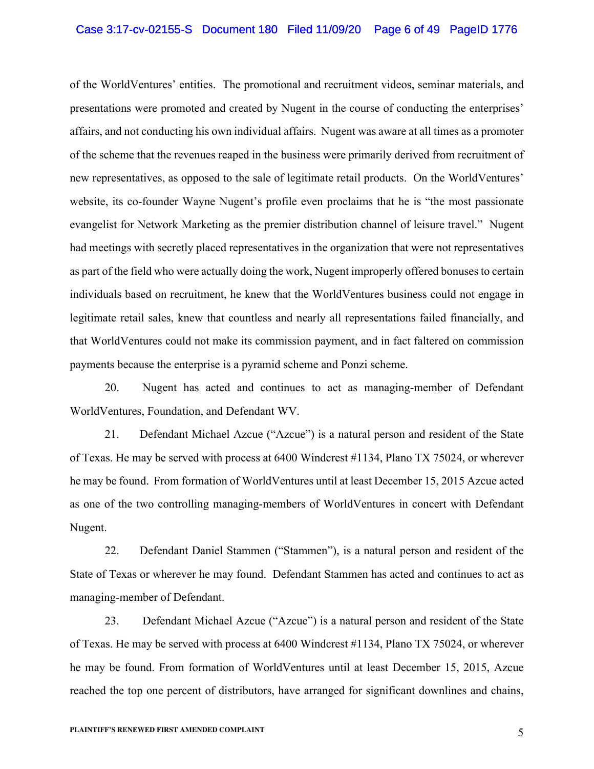of the WorldVentures' entities. The promotional and recruitment videos, seminar materials, and presentations were promoted and created by Nugent in the course of conducting the enterprises' affairs, and not conducting his own individual affairs. Nugent was aware at all times as a promoter of the scheme that the revenues reaped in the business were primarily derived from recruitment of new representatives, as opposed to the sale of legitimate retail products. On the WorldVentures' website, its co-founder Wayne Nugent's profile even proclaims that he is "the most passionate evangelist for Network Marketing as the premier distribution channel of leisure travel." Nugent had meetings with secretly placed representatives in the organization that were not representatives as part of the field who were actually doing the work, Nugent improperly offered bonuses to certain individuals based on recruitment, he knew that the WorldVentures business could not engage in legitimate retail sales, knew that countless and nearly all representations failed financially, and that WorldVentures could not make its commission payment, and in fact faltered on commission payments because the enterprise is a pyramid scheme and Ponzi scheme.

20. Nugent has acted and continues to act as managing-member of Defendant WorldVentures, Foundation, and Defendant WV.

21. Defendant Michael Azcue ("Azcue") is a natural person and resident of the State of Texas. He may be served with process at 6400 Windcrest #1134, Plano TX 75024, or wherever he may be found. From formation of WorldVentures until at least December 15, 2015 Azcue acted as one of the two controlling managing-members of WorldVentures in concert with Defendant Nugent.

22. Defendant Daniel Stammen ("Stammen"), is a natural person and resident of the State of Texas or wherever he may found. Defendant Stammen has acted and continues to act as managing-member of Defendant.

23. Defendant Michael Azcue ("Azcue") is a natural person and resident of the State of Texas. He may be served with process at 6400 Windcrest #1134, Plano TX 75024, or wherever he may be found. From formation of WorldVentures until at least December 15, 2015, Azcue reached the top one percent of distributors, have arranged for significant downlines and chains,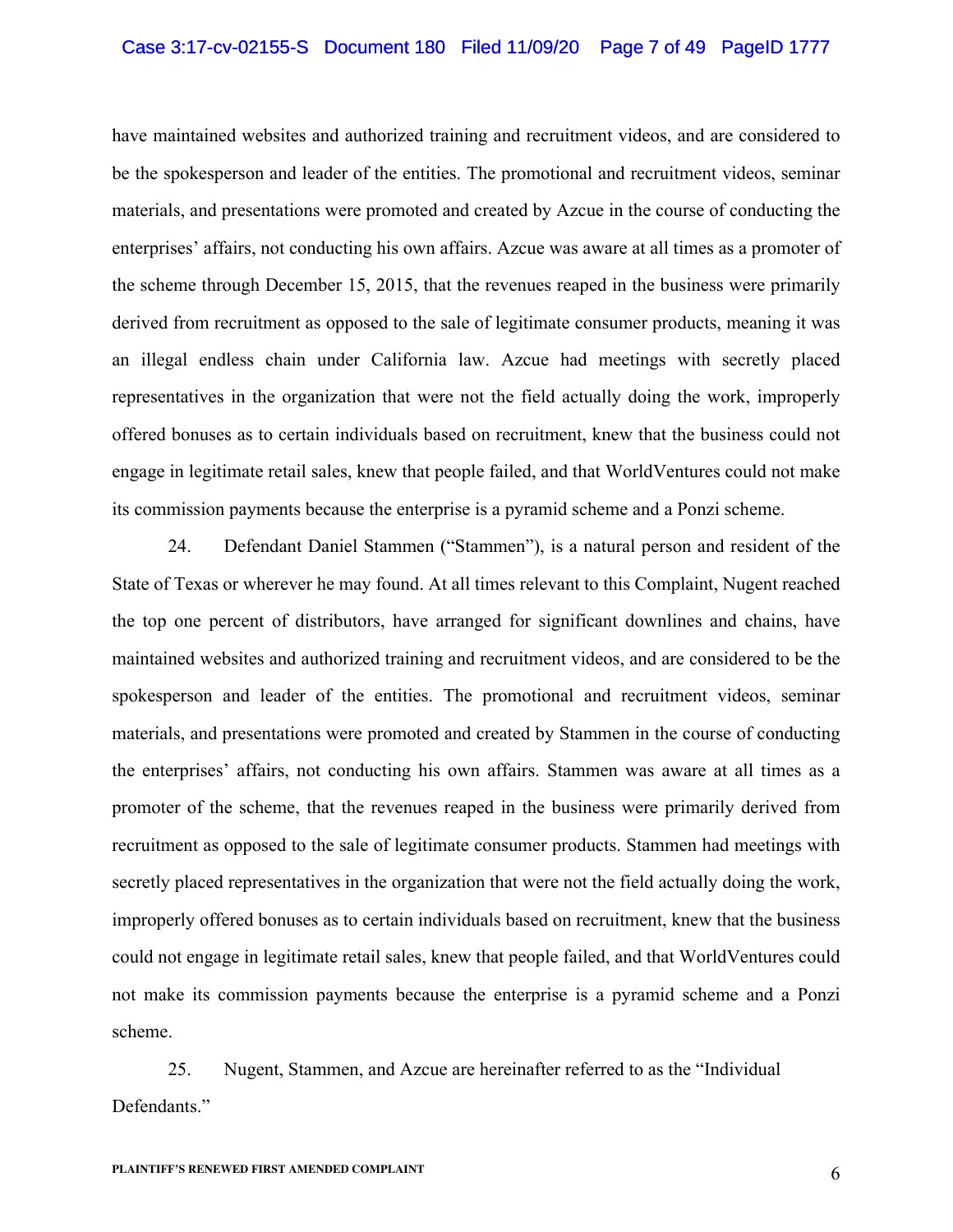have maintained websites and authorized training and recruitment videos, and are considered to be the spokesperson and leader of the entities. The promotional and recruitment videos, seminar materials, and presentations were promoted and created by Azcue in the course of conducting the enterprises' affairs, not conducting his own affairs. Azcue was aware at all times as a promoter of the scheme through December 15, 2015, that the revenues reaped in the business were primarily derived from recruitment as opposed to the sale of legitimate consumer products, meaning it was an illegal endless chain under California law. Azcue had meetings with secretly placed representatives in the organization that were not the field actually doing the work, improperly offered bonuses as to certain individuals based on recruitment, knew that the business could not engage in legitimate retail sales, knew that people failed, and that WorldVentures could not make its commission payments because the enterprise is a pyramid scheme and a Ponzi scheme.

24. Defendant Daniel Stammen ("Stammen"), is a natural person and resident of the State of Texas or wherever he may found. At all times relevant to this Complaint, Nugent reached the top one percent of distributors, have arranged for significant downlines and chains, have maintained websites and authorized training and recruitment videos, and are considered to be the spokesperson and leader of the entities. The promotional and recruitment videos, seminar materials, and presentations were promoted and created by Stammen in the course of conducting the enterprises' affairs, not conducting his own affairs. Stammen was aware at all times as a promoter of the scheme, that the revenues reaped in the business were primarily derived from recruitment as opposed to the sale of legitimate consumer products. Stammen had meetings with secretly placed representatives in the organization that were not the field actually doing the work, improperly offered bonuses as to certain individuals based on recruitment, knew that the business could not engage in legitimate retail sales, knew that people failed, and that WorldVentures could not make its commission payments because the enterprise is a pyramid scheme and a Ponzi scheme.

25. Nugent, Stammen, and Azcue are hereinafter referred to as the "Individual Defendants."

PLAINTIFF'S RENEWED FIRST AMENDED COMPLAINT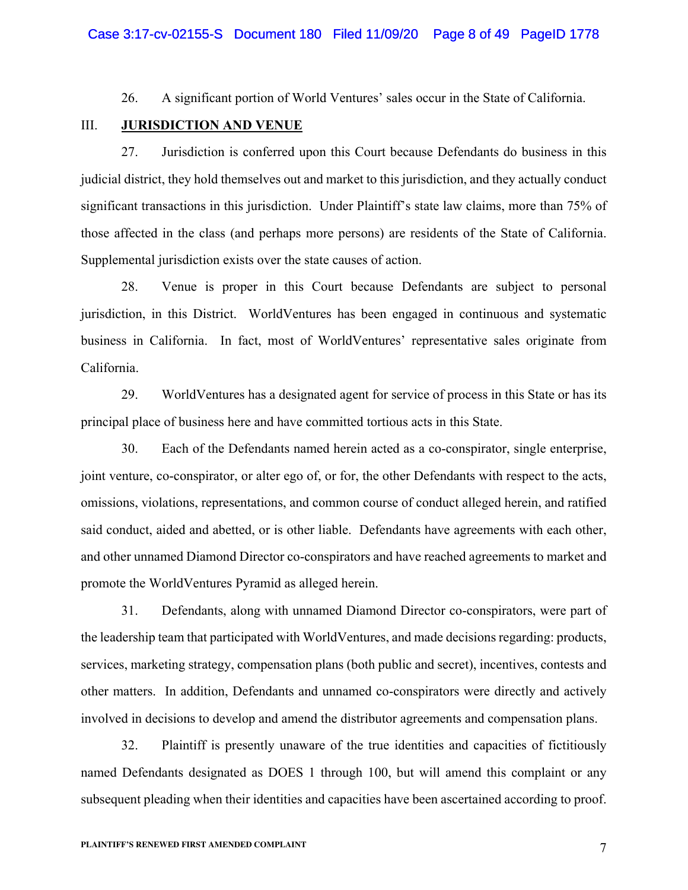26. A significant portion of World Ventures' sales occur in the State of California.

## III. **JURISDICTION AND VENUE**

27. Jurisdiction is conferred upon this Court because Defendants do business in this judicial district, they hold themselves out and market to this jurisdiction, and they actually conduct significant transactions in this jurisdiction. Under Plaintiff's state law claims, more than 75% of those affected in the class (and perhaps more persons) are residents of the State of California. Supplemental jurisdiction exists over the state causes of action.

28. Venue is proper in this Court because Defendants are subject to personal jurisdiction, in this District. WorldVentures has been engaged in continuous and systematic business in California. In fact, most of WorldVentures' representative sales originate from California.

29. WorldVentures has a designated agent for service of process in this State or has its principal place of business here and have committed tortious acts in this State.

30. Each of the Defendants named herein acted as a co-conspirator, single enterprise, joint venture, co-conspirator, or alter ego of, or for, the other Defendants with respect to the acts, omissions, violations, representations, and common course of conduct alleged herein, and ratified said conduct, aided and abetted, or is other liable. Defendants have agreements with each other, and other unnamed Diamond Director co-conspirators and have reached agreements to market and promote the WorldVentures Pyramid as alleged herein.

31. Defendants, along with unnamed Diamond Director co-conspirators, were part of the leadership team that participated with WorldVentures, and made decisions regarding: products, services, marketing strategy, compensation plans (both public and secret), incentives, contests and other matters. In addition, Defendants and unnamed co-conspirators were directly and actively involved in decisions to develop and amend the distributor agreements and compensation plans.

32. Plaintiff is presently unaware of the true identities and capacities of fictitiously named Defendants designated as DOES 1 through 100, but will amend this complaint or any subsequent pleading when their identities and capacities have been ascertained according to proof.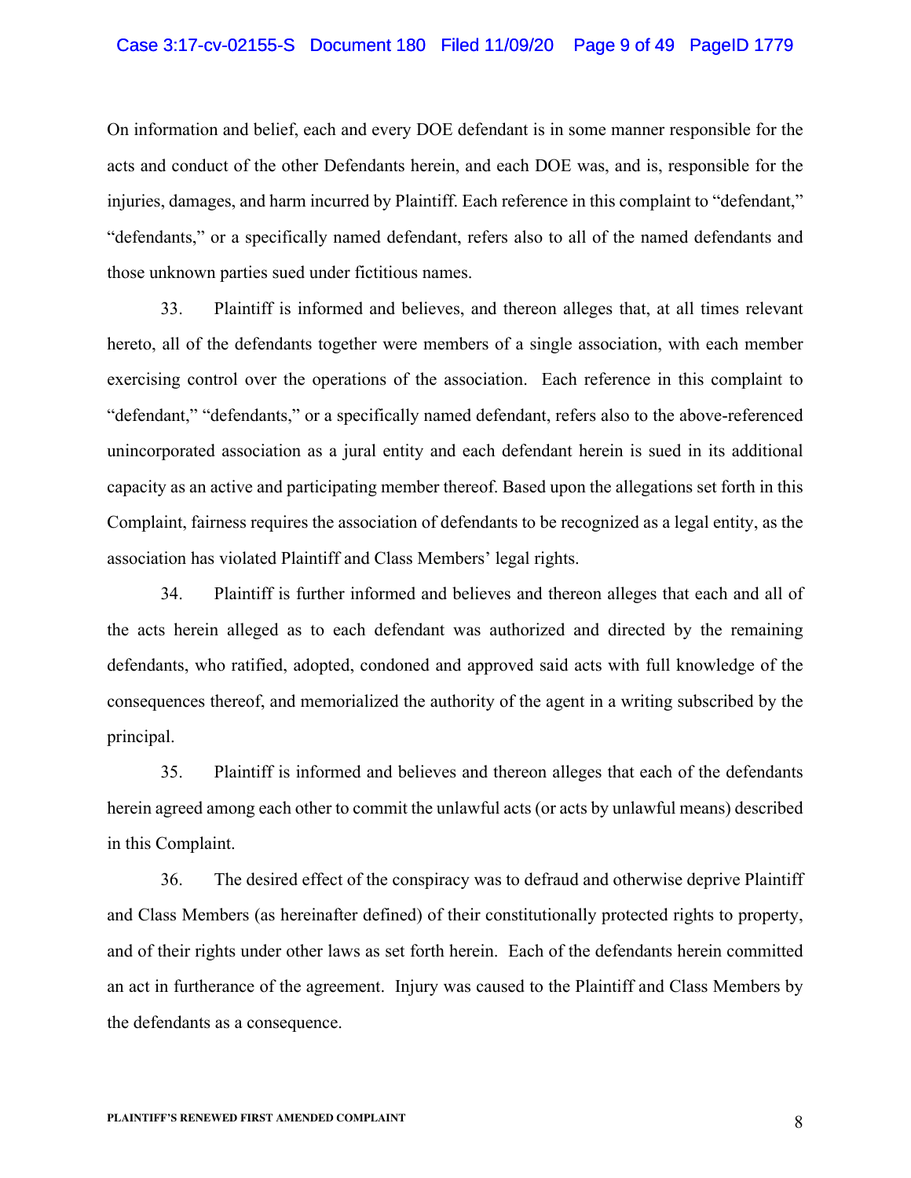On information and belief, each and every DOE defendant is in some manner responsible for the acts and conduct of the other Defendants herein, and each DOE was, and is, responsible for the injuries, damages, and harm incurred by Plaintiff. Each reference in this complaint to "defendant," "defendants," or a specifically named defendant, refers also to all of the named defendants and those unknown parties sued under fictitious names.

33. Plaintiff is informed and believes, and thereon alleges that, at all times relevant hereto, all of the defendants together were members of a single association, with each member exercising control over the operations of the association. Each reference in this complaint to "defendant," "defendants," or a specifically named defendant, refers also to the above-referenced unincorporated association as a jural entity and each defendant herein is sued in its additional capacity as an active and participating member thereof. Based upon the allegations set forth in this Complaint, fairness requires the association of defendants to be recognized as a legal entity, as the association has violated Plaintiff and Class Members' legal rights.

34. Plaintiff is further informed and believes and thereon alleges that each and all of the acts herein alleged as to each defendant was authorized and directed by the remaining defendants, who ratified, adopted, condoned and approved said acts with full knowledge of the consequences thereof, and memorialized the authority of the agent in a writing subscribed by the principal.

35. Plaintiff is informed and believes and thereon alleges that each of the defendants herein agreed among each other to commit the unlawful acts (or acts by unlawful means) described in this Complaint.

36. The desired effect of the conspiracy was to defraud and otherwise deprive Plaintiff and Class Members (as hereinafter defined) of their constitutionally protected rights to property, and of their rights under other laws as set forth herein. Each of the defendants herein committed an act in furtherance of the agreement. Injury was caused to the Plaintiff and Class Members by the defendants as a consequence.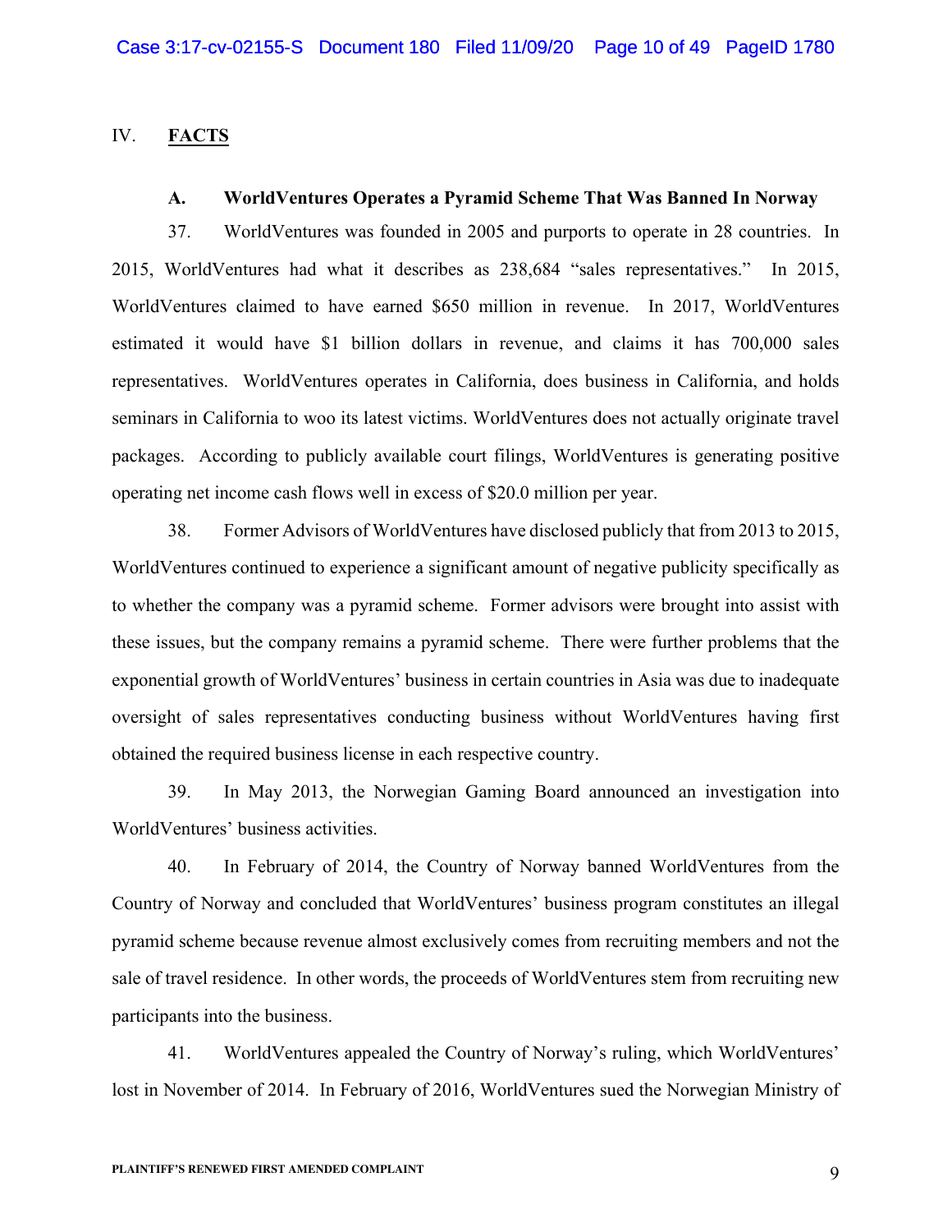## IV. **FACTS**

### A. WorldVentures Operates a Pyramid Scheme That Was Banned In Norway

37. WorldVentures was founded in 2005 and purports to operate in 28 countries. In 2015, WorldVentures had what it describes as 238,684 "sales representatives." In 2015, WorldVentures claimed to have earned $650 million in revenue. In 2017, WorldVentures estimated it would have $1 billion dollars in revenue, and claims it has 700,000 sales representatives. WorldVentures operates in California, does business in California, and holds seminars in California to woo its latest victims. WorldVentures does not actually originate travel packages. According to publicly available court filings, WorldVentures is generating positive operating net income cash flows well in excess of $20.0 million per year.

38. Former Advisors of WorldVentures have disclosed publicly that from 2013 to 2015, WorldVentures continued to experience a significant amount of negative publicity specifically as to whether the company was a pyramid scheme. Former advisors were brought into assist with these issues, but the company remains a pyramid scheme. There were further problems that the exponential growth of WorldVentures' business in certain countries in Asia was due to inadequate oversight of sales representatives conducting business without WorldVentures having first obtained the required business license in each respective country.

39. In May 2013, the Norwegian Gaming Board announced an investigation into WorldVentures' business activities.

40. In February of 2014, the Country of Norway banned WorldVentures from the Country of Norway and concluded that WorldVentures' business program constitutes an illegal pyramid scheme because revenue almost exclusively comes from recruiting members and not the sale of travel residence. In other words, the proceeds of WorldVentures stem from recruiting new participants into the business.

41. WorldVentures appealed the Country of Norway's ruling, which WorldVentures' lost in November of 2014. In February of 2016, WorldVentures sued the Norwegian Ministry of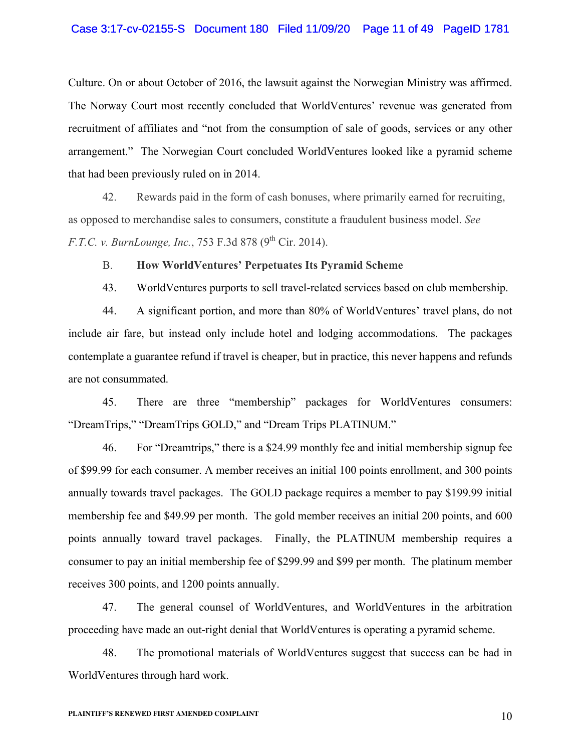Culture. On or about October of 2016, the lawsuit against the Norwegian Ministry was affirmed. The Norway Court most recently concluded that WorldVentures' revenue was generated from recruitment of affiliates and "not from the consumption of sale of goods, services or any other arrangement." The Norwegian Court concluded WorldVentures looked like a pyramid scheme that had been previously ruled on in 2014.

42. Rewards paid in the form of cash bonuses, where primarily earned for recruiting, as opposed to merchandise sales to consumers, constitute a fraudulent business model. *See F.T.C. v. BurnLounge, Inc.*, 753 F.3d 878 (9th Cir. 2014).

B. **How WorldVentures' Perpetuates Its Pyramid Scheme**

43. WorldVentures purports to sell travel-related services based on club membership.

44. A significant portion, and more than 80% of WorldVentures' travel plans, do not include air fare, but instead only include hotel and lodging accommodations. The packages contemplate a guarantee refund if travel is cheaper, but in practice, this never happens and refunds are not consummated.

45. There are three "membership" packages for WorldVentures consumers: "DreamTrips," "DreamTrips GOLD," and "Dream Trips PLATINUM."

46. For "Dreamtrips," there is a $24.99 monthly fee and initial membership signup fee of $99.99 for each consumer. A member receives an initial 100 points enrollment, and 300 points annually towards travel packages. The GOLD package requires a member to pay $199.99 initial membership fee and $49.99 per month. The gold member receives an initial 200 points, and 600 points annually toward travel packages. Finally, the PLATINUM membership requires a consumer to pay an initial membership fee of $299.99 and $99 per month. The platinum member receives 300 points, and 1200 points annually.

47. The general counsel of WorldVentures, and WorldVentures in the arbitration proceeding have made an out-right denial that WorldVentures is operating a pyramid scheme.

48. The promotional materials of WorldVentures suggest that success can be had in WorldVentures through hard work.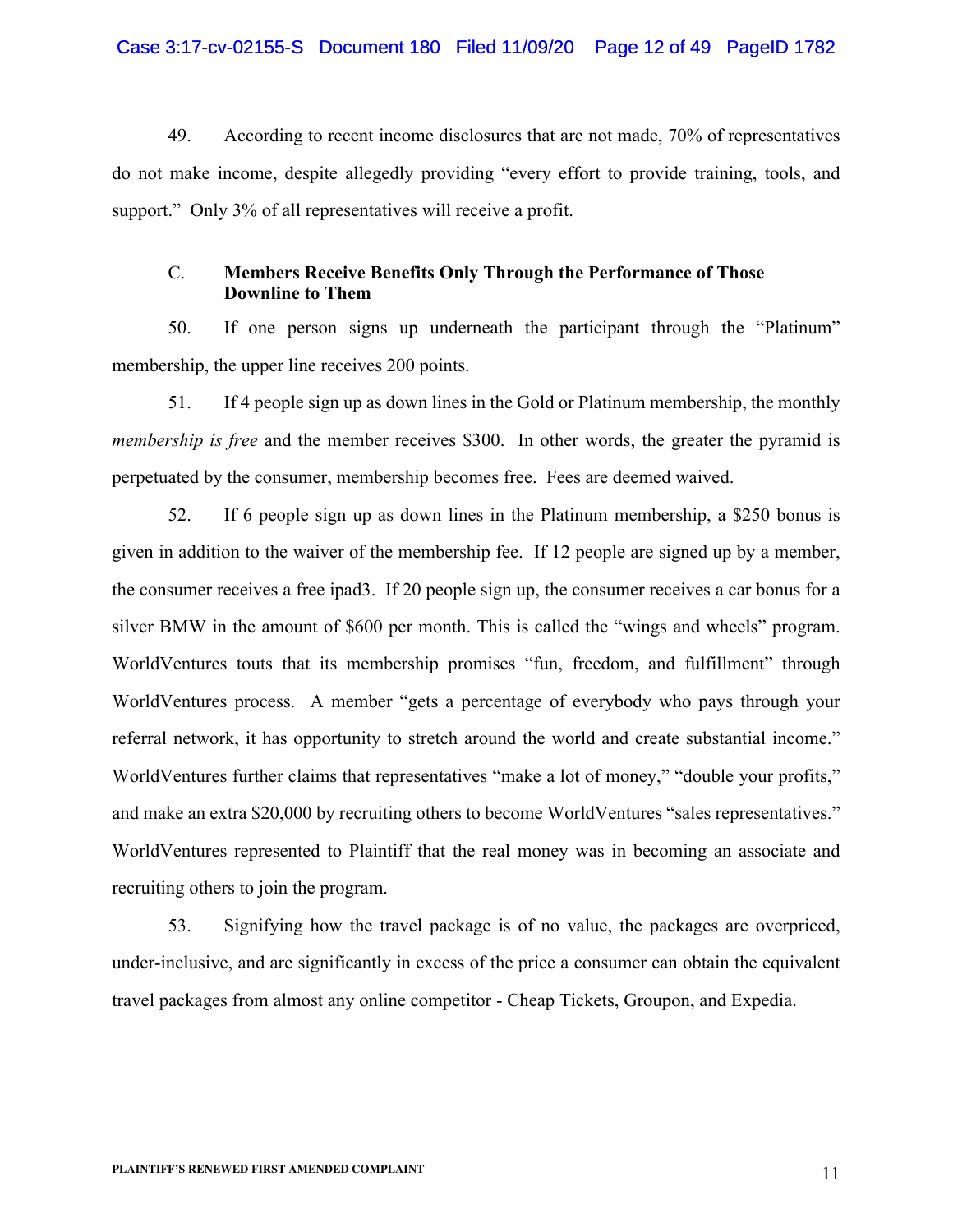49. According to recent income disclosures that are not made, 70% of representatives do not make income, despite allegedly providing "every effort to provide training, tools, and support." Only 3% of all representatives will receive a profit.

### C. Members Receive Benefits Only Through the Performance of Those Downline to Them

50. If one person signs up underneath the participant through the "Platinum" membership, the upper line receives 200 points.

51. If 4 people sign up as down lines in the Gold or Platinum membership, the monthly *membership is free* and the member receives $300. In other words, the greater the pyramid is perpetuated by the consumer, membership becomes free. Fees are deemed waived.

52. If 6 people sign up as down lines in the Platinum membership, a $250 bonus is given in addition to the waiver of the membership fee. If 12 people are signed up by a member, the consumer receives a free ipad3. If 20 people sign up, the consumer receives a car bonus for a silver BMW in the amount of $600 per month. This is called the "wings and wheels" program. WorldVentures touts that its membership promises "fun, freedom, and fulfillment" through WorldVentures process. A member "gets a percentage of everybody who pays through your referral network, it has opportunity to stretch around the world and create substantial income." WorldVentures further claims that representatives "make a lot of money," "double your profits," and make an extra $20,000 by recruiting others to become WorldVentures "sales representatives." WorldVentures represented to Plaintiff that the real money was in becoming an associate and recruiting others to join the program.

53. Signifying how the travel package is of no value, the packages are overpriced, under-inclusive, and are significantly in excess of the price a consumer can obtain the equivalent travel packages from almost any online competitor - Cheap Tickets, Groupon, and Expedia.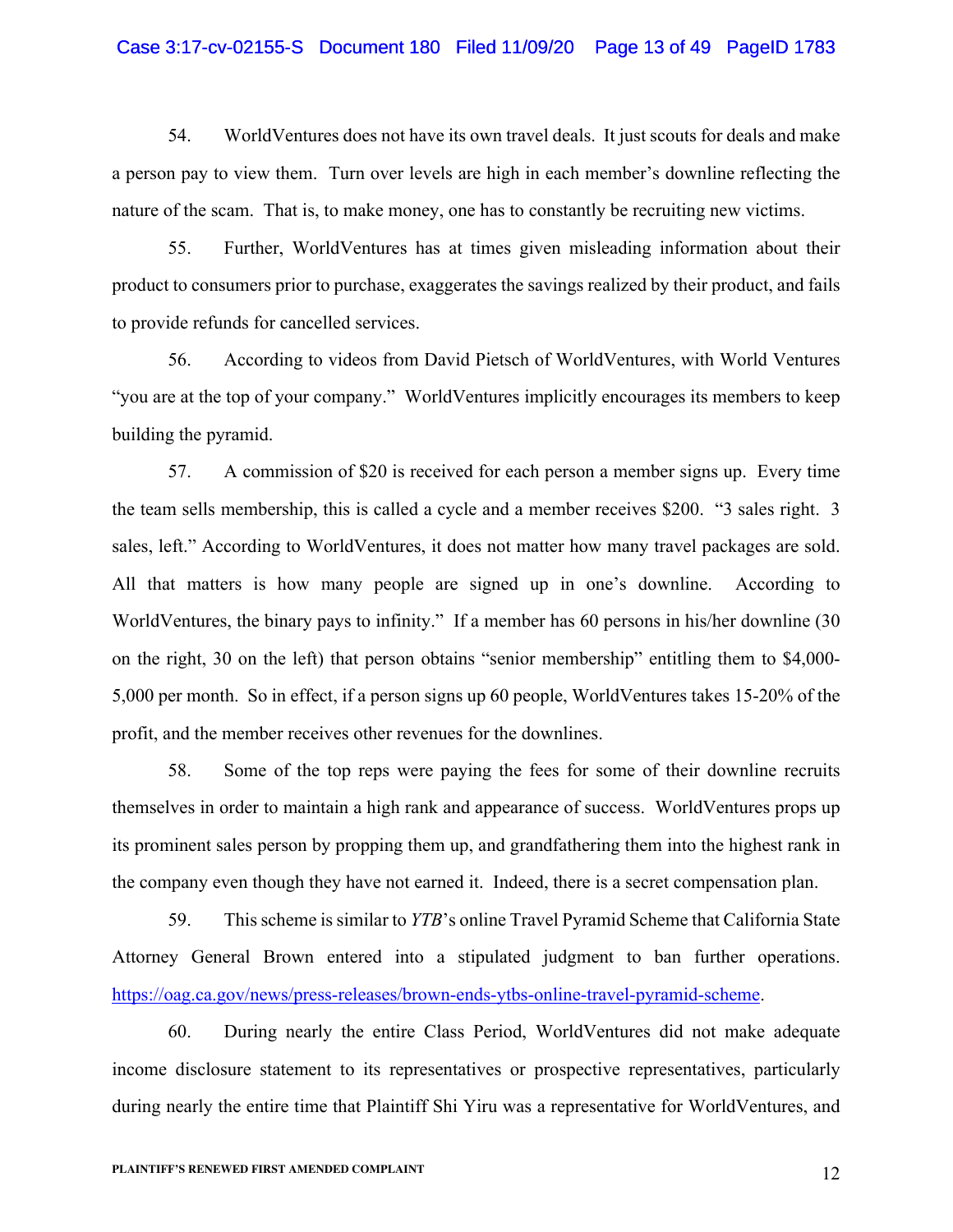54. WorldVentures does not have its own travel deals. It just scouts for deals and make a person pay to view them. Turn over levels are high in each member's downline reflecting the nature of the scam. That is, to make money, one has to constantly be recruiting new victims.

55. Further, WorldVentures has at times given misleading information about their product to consumers prior to purchase, exaggerates the savings realized by their product, and fails to provide refunds for cancelled services.

56. According to videos from David Pietsch of WorldVentures, with World Ventures "you are at the top of your company." WorldVentures implicitly encourages its members to keep building the pyramid.

57. A commission of $20 is received for each person a member signs up. Every time the team sells membership, this is called a cycle and a member receives $200. "3 sales right. 3 sales, left." According to WorldVentures, it does not matter how many travel packages are sold. All that matters is how many people are signed up in one's downline. According to WorldVentures, the binary pays to infinity." If a member has 60 persons in his/her downline (30 on the right, 30 on the left) that person obtains "senior membership" entitling them to $4,000-5,000 per month. So in effect, if a person signs up 60 people, WorldVentures takes 15-20% of the profit, and the member receives other revenues for the downlines.

58. Some of the top reps were paying the fees for some of their downline recruits themselves in order to maintain a high rank and appearance of success. WorldVentures props up its prominent sales person by propping them up, and grandfathering them into the highest rank in the company even though they have not earned it. Indeed, there is a secret compensation plan.

59. This scheme is similar to *YTB*'s online Travel Pyramid Scheme that California State Attorney General Brown entered into a stipulated judgment to ban further operations. https://oag.ca.gov/news/press-releases/brown-ends-ytbs-online-travel-pyramid-scheme.

60. During nearly the entire Class Period, WorldVentures did not make adequate income disclosure statement to its representatives or prospective representatives, particularly during nearly the entire time that Plaintiff Shi Yiru was a representative for WorldVentures, and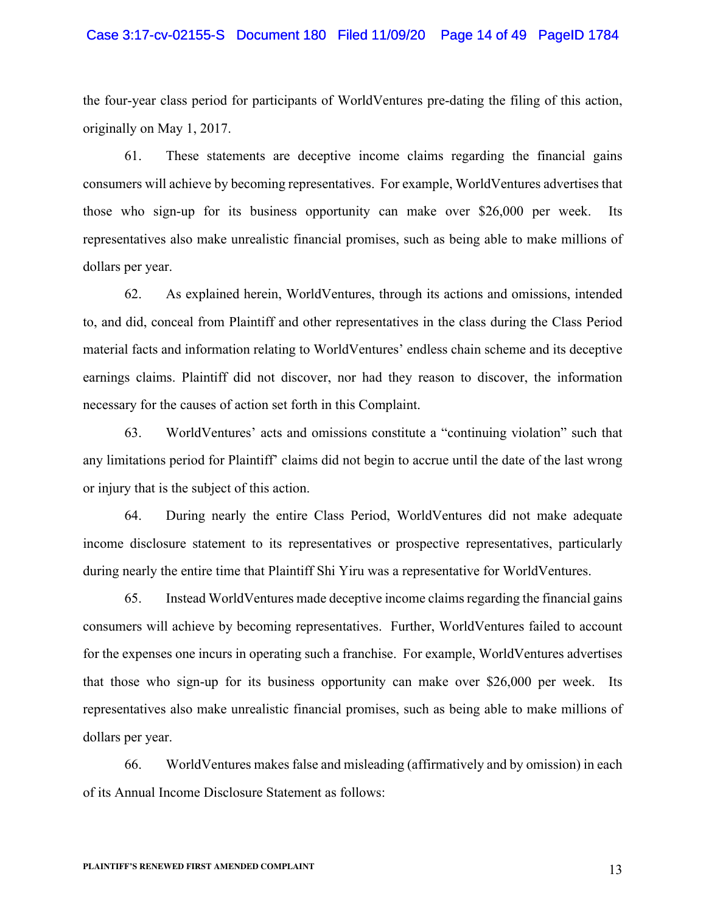the four-year class period for participants of WorldVentures pre-dating the filing of this action, originally on May 1, 2017.

61. These statements are deceptive income claims regarding the financial gains consumers will achieve by becoming representatives. For example, WorldVentures advertises that those who sign-up for its business opportunity can make over $26,000 per week. Its representatives also make unrealistic financial promises, such as being able to make millions of dollars per year.

62. As explained herein, WorldVentures, through its actions and omissions, intended to, and did, conceal from Plaintiff and other representatives in the class during the Class Period material facts and information relating to WorldVentures' endless chain scheme and its deceptive earnings claims. Plaintiff did not discover, nor had they reason to discover, the information necessary for the causes of action set forth in this Complaint.

63. WorldVentures' acts and omissions constitute a "continuing violation" such that any limitations period for Plaintiff' claims did not begin to accrue until the date of the last wrong or injury that is the subject of this action.

64. During nearly the entire Class Period, WorldVentures did not make adequate income disclosure statement to its representatives or prospective representatives, particularly during nearly the entire time that Plaintiff Shi Yiru was a representative for WorldVentures.

65. Instead WorldVentures made deceptive income claims regarding the financial gains consumers will achieve by becoming representatives. Further, WorldVentures failed to account for the expenses one incurs in operating such a franchise. For example, WorldVentures advertises that those who sign-up for its business opportunity can make over $26,000 per week. Its representatives also make unrealistic financial promises, such as being able to make millions of dollars per year.

66. WorldVentures makes false and misleading (affirmatively and by omission) in each of its Annual Income Disclosure Statement as follows: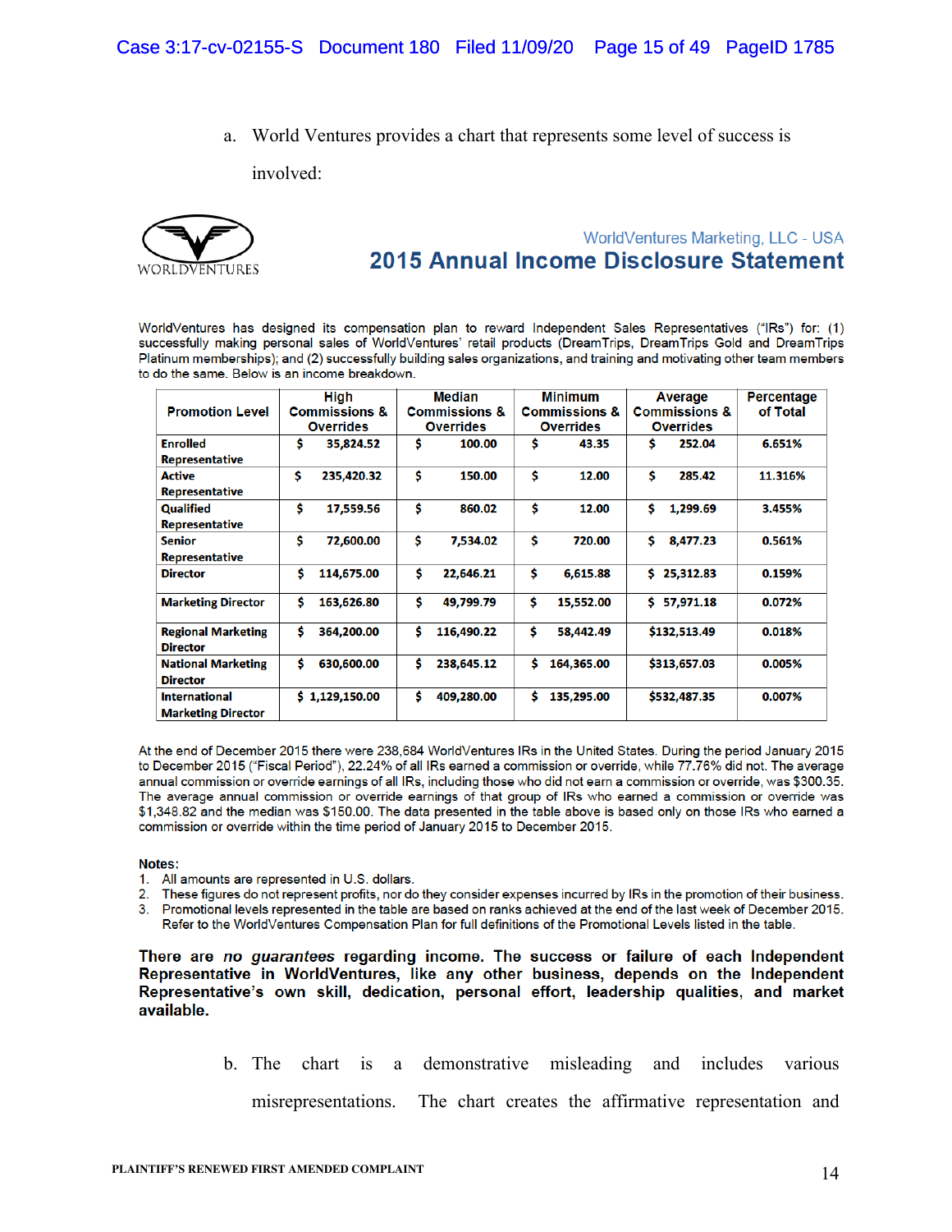a. World Ventures provides a chart that represents some level of success is involved:

WORLDVENTURES

WorldVentures Marketing, LLC - USA

## 2015 Annual Income Disclosure Statement

WorldVentures has designed its compensation plan to reward Independent Sales Representatives ("IRs") for: (1) successfully making personal sales of WorldVentures' retail products (DreamTrips, DreamTrips Gold and DreamTrips Platinum memberships); and (2) successfully building sales organizations, and training and motivating other team members to do the same. Below is an income breakdown.

| Promotion Level | High Commissions & Overrides | Median Commissions & Overrides | Minimum Commissions & Overrides | Average Commissions & Overrides | Percentage of Total |
|---|---|---|---|---|---|
| Enrolled Representative | $ 35,824.52 | $ 100.00 | $ 43.35 | $ 252.04 | 6.651% |
| Active Representative | $ 235,420.32 | $ 150.00 | $ 12.00 | $ 285.42 | 11.316% |
| Qualified Representative | $ 17,559.56 | $ 860.02 | $ 12.00 | $ 1,299.69 | 3.455% |
| Senior Representative | $ 72,600.00 | $ 7,534.02 | $ 720.00 | $ 8,477.23 | 0.561% |
| Director | $ 114,675.00 | $ 22,646.21 | $ 6,615.88 | $ 25,312.83 | 0.159% |
| Marketing Director | $ 163,626.80 | $ 49,799.79 | $ 15,552.00 | $ 57,971.18 | 0.072% |
| Regional Marketing Director | $ 364,200.00 | $ 116,490.22 | $ 58,442.49 | $132,513.49 | 0.018% |
| National Marketing Director | $ 630,600.00 | $ 238,645.12 | $ 164,365.00 | $313,657.03 | 0.005% |
| International Marketing Director | $ 1,129,150.00 | $ 409,280.00 | $ 135,295.00 | $532,487.35 | 0.007% |

At the end of December 2015 there were 238,684 WorldVentures IRs in the United States. During the period January 2015 to December 2015 ("Fiscal Period"), 22.24% of all IRs earned a commission or override, while 77.76% did not. The average annual commission or override earnings of all IRs, including those who did not earn a commission or override, was $300.35. The average annual commission or override earnings of that group of IRs who earned a commission or override was $1,348.82 and the median was $150.00. The data presented in the table above is based only on those IRs who earned a commission or override within the time period of January 2015 to December 2015.

**Notes:**

1. All amounts are represented in U.S. dollars.
2. These figures do not represent profits, nor do they consider expenses incurred by IRs in the promotion of their business.
3. Promotional levels represented in the table are based on ranks achieved at the end of the last week of December 2015. Refer to the WorldVentures Compensation Plan for full definitions of the Promotional Levels listed in the table.

**There are *no guarantees* regarding income. The success or failure of each Independent Representative in WorldVentures, like any other business, depends on the Independent Representative's own skill, dedication, personal effort, leadership qualities, and market available.**

b. The chart is a demonstrative misleading and includes various misrepresentations. The chart creates the affirmative representation and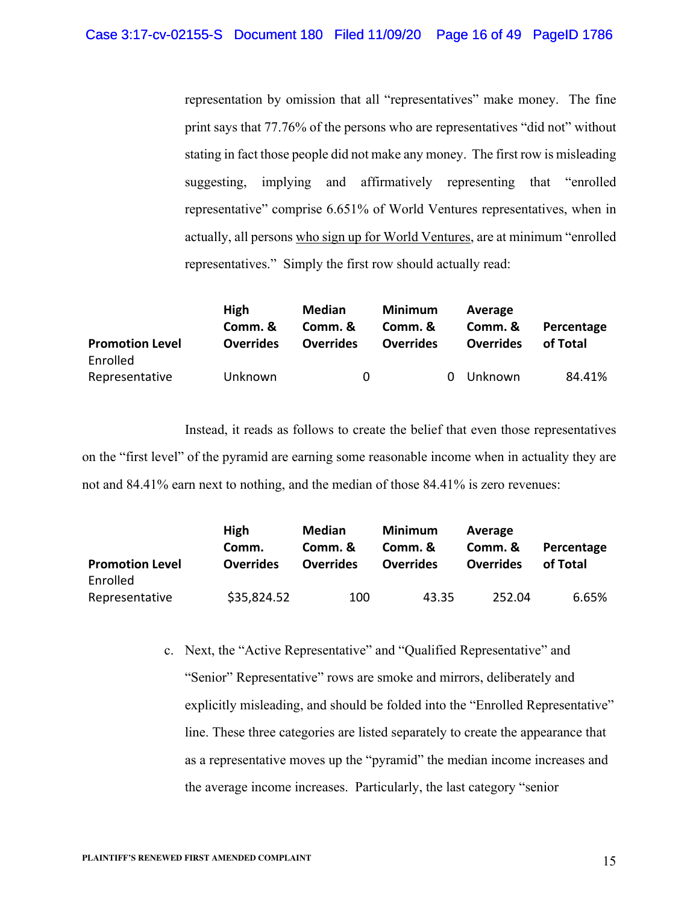representation by omission that all "representatives" make money. The fine print says that 77.76% of the persons who are representatives "did not" without stating in fact those people did not make any money. The first row is misleading suggesting, implying and affirmatively representing that "enrolled representative" comprise 6.651% of World Ventures representatives, when in actually, all persons <u>who sign up for World Ventures</u>, are at minimum "enrolled representatives." Simply the first row should actually read:

| Promotion Level | High Comm. & Overrides | Median Comm. & Overrides | Minimum Comm. & Overrides | Average Comm. & Overrides | Percentage of Total |
|---|---|---|---|---|---|
| Enrolled Representative | Unknown | 0 | 0 | Unknown | 84.41% |

Instead, it reads as follows to create the belief that even those representatives on the "first level" of the pyramid are earning some reasonable income when in actuality they are not and 84.41% earn next to nothing, and the median of those 84.41% is zero revenues:

| Promotion Level | High Comm. Overrides | Median Comm. & Overrides | Minimum Comm. & Overrides | Average Comm. & Overrides | Percentage of Total |
|---|---|---|---|---|---|
| Enrolled Representative | $35,824.52 | 100 | 43.35 | 252.04 | 6.65% |

c. Next, the "Active Representative" and "Qualified Representative" and "Senior" Representative" rows are smoke and mirrors, deliberately and explicitly misleading, and should be folded into the "Enrolled Representative" line. These three categories are listed separately to create the appearance that as a representative moves up the "pyramid" the median income increases and the average income increases. Particularly, the last category "senior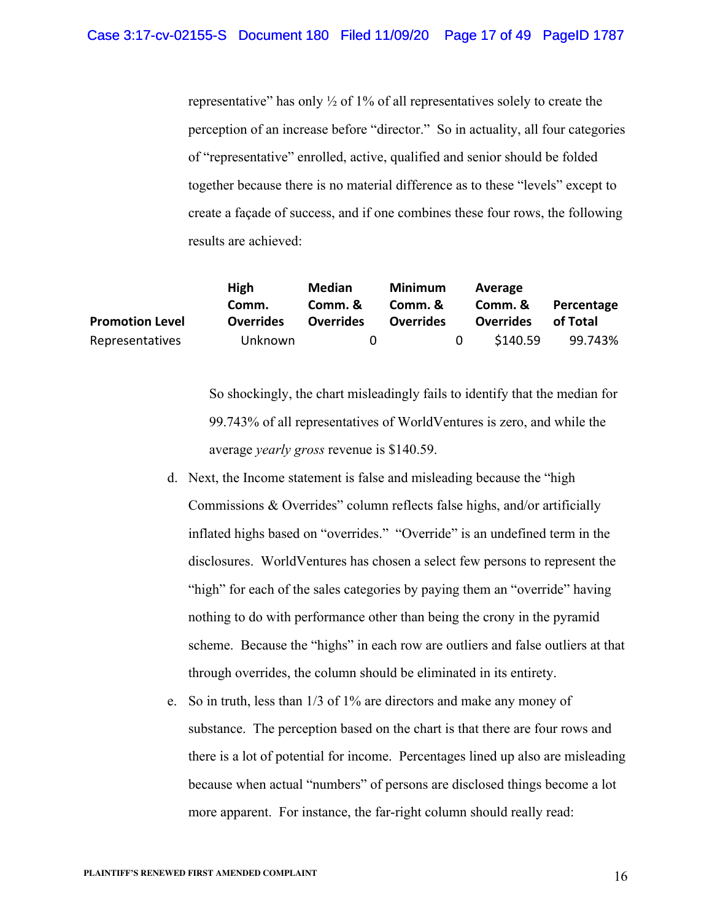representative" has only ½ of 1% of all representatives solely to create the perception of an increase before "director." So in actuality, all four categories of "representative" enrolled, active, qualified and senior should be folded together because there is no material difference as to these "levels" except to create a façade of success, and if one combines these four rows, the following results are achieved:

| Promotion Level | High Comm. Overrides | Median Comm. & Overrides | Minimum Comm. & Overrides | Average Comm. & Overrides | Percentage of Total |
|---|---|---|---|---|---|
| Representatives | Unknown | 0 | 0 | $140.59 | 99.743% |

So shockingly, the chart misleadingly fails to identify that the median for 99.743% of all representatives of WorldVentures is zero, and while the average *yearly gross* revenue is $140.59.

d. Next, the Income statement is false and misleading because the "high Commissions & Overrides" column reflects false highs, and/or artificially inflated highs based on "overrides." "Override" is an undefined term in the disclosures. WorldVentures has chosen a select few persons to represent the "high" for each of the sales categories by paying them an "override" having nothing to do with performance other than being the crony in the pyramid scheme. Because the "highs" in each row are outliers and false outliers at that through overrides, the column should be eliminated in its entirety.

e. So in truth, less than 1/3 of 1% are directors and make any money of substance. The perception based on the chart is that there are four rows and there is a lot of potential for income. Percentages lined up also are misleading because when actual "numbers" of persons are disclosed things become a lot more apparent. For instance, the far-right column should really read: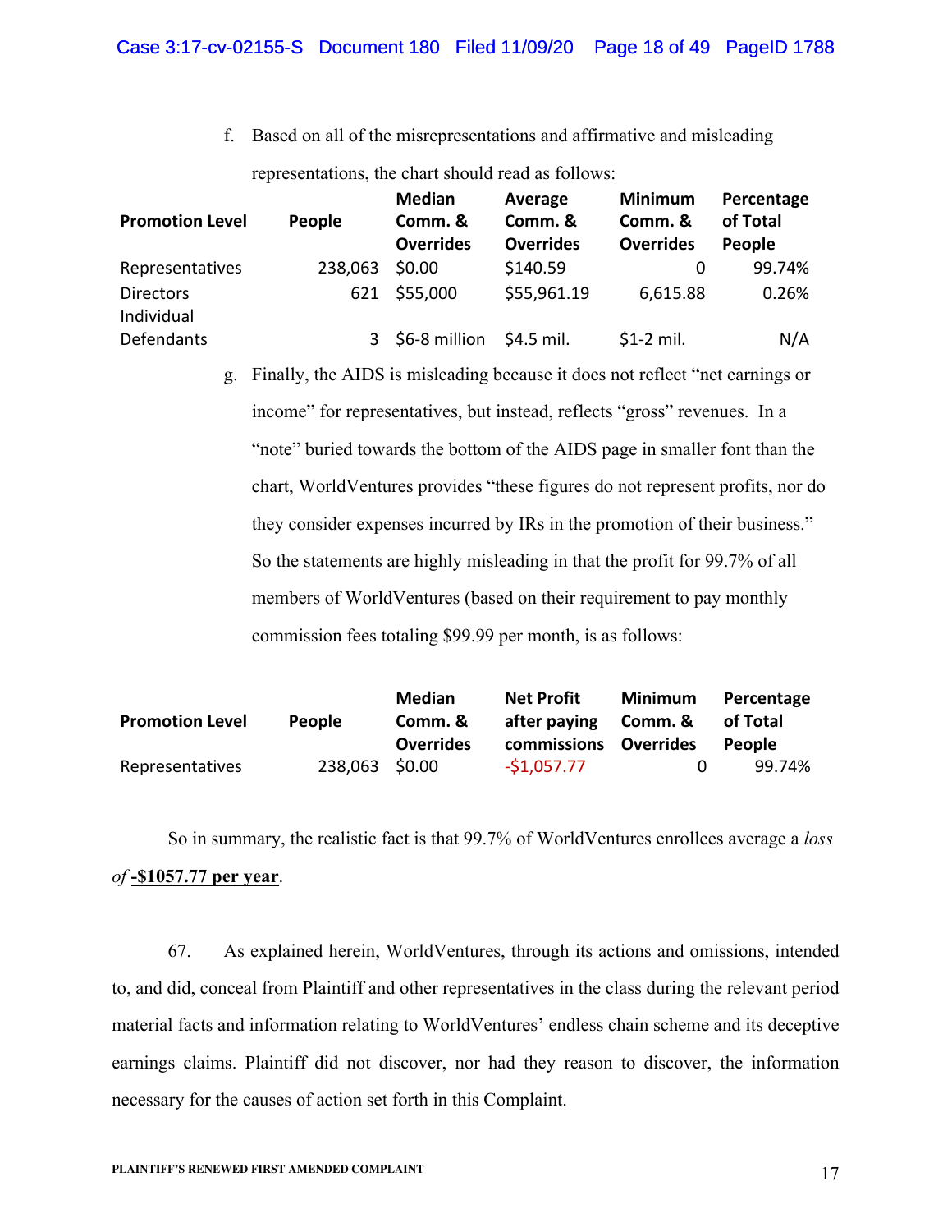f. Based on all of the misrepresentations and affirmative and misleading representations, the chart should read as follows:

| Promotion Level | People | Median Comm. & Overrides | Average Comm. & Overrides | Minimum Comm. & Overrides | Percentage of Total People |
|---|---|---|---|---|---|
| Representatives | 238,063 | $0.00 | $140.59 | 0 | 99.74% |
| Directors | 621 | $55,000 | $55,961.19 | 6,615.88 | 0.26% |
| Individual Defendants | 3 | $6-8 million | $4.5 mil. | $1-2 mil. | N/A |

g. Finally, the AIDS is misleading because it does not reflect "net earnings or income" for representatives, but instead, reflects "gross" revenues. In a "note" buried towards the bottom of the AIDS page in smaller font than the chart, WorldVentures provides "these figures do not represent profits, nor do they consider expenses incurred by IRs in the promotion of their business." So the statements are highly misleading in that the profit for 99.7% of all members of WorldVentures (based on their requirement to pay monthly commission fees totaling $99.99 per month, is as follows:

| Promotion Level | People | Median Comm. & Overrides | Net Profit after paying commissions | Minimum Comm. & Overrides | Percentage of Total People |
|---|---|---|---|---|---|
| Representatives | 238,063 | $0.00 | -$1,057.77 | 0 | 99.74% |

So in summary, the realistic fact is that 99.7% of WorldVentures enrollees average a *loss of* **-$1057.77 per year**.

67. As explained herein, WorldVentures, through its actions and omissions, intended to, and did, conceal from Plaintiff and other representatives in the class during the relevant period material facts and information relating to WorldVentures' endless chain scheme and its deceptive earnings claims. Plaintiff did not discover, nor had they reason to discover, the information necessary for the causes of action set forth in this Complaint.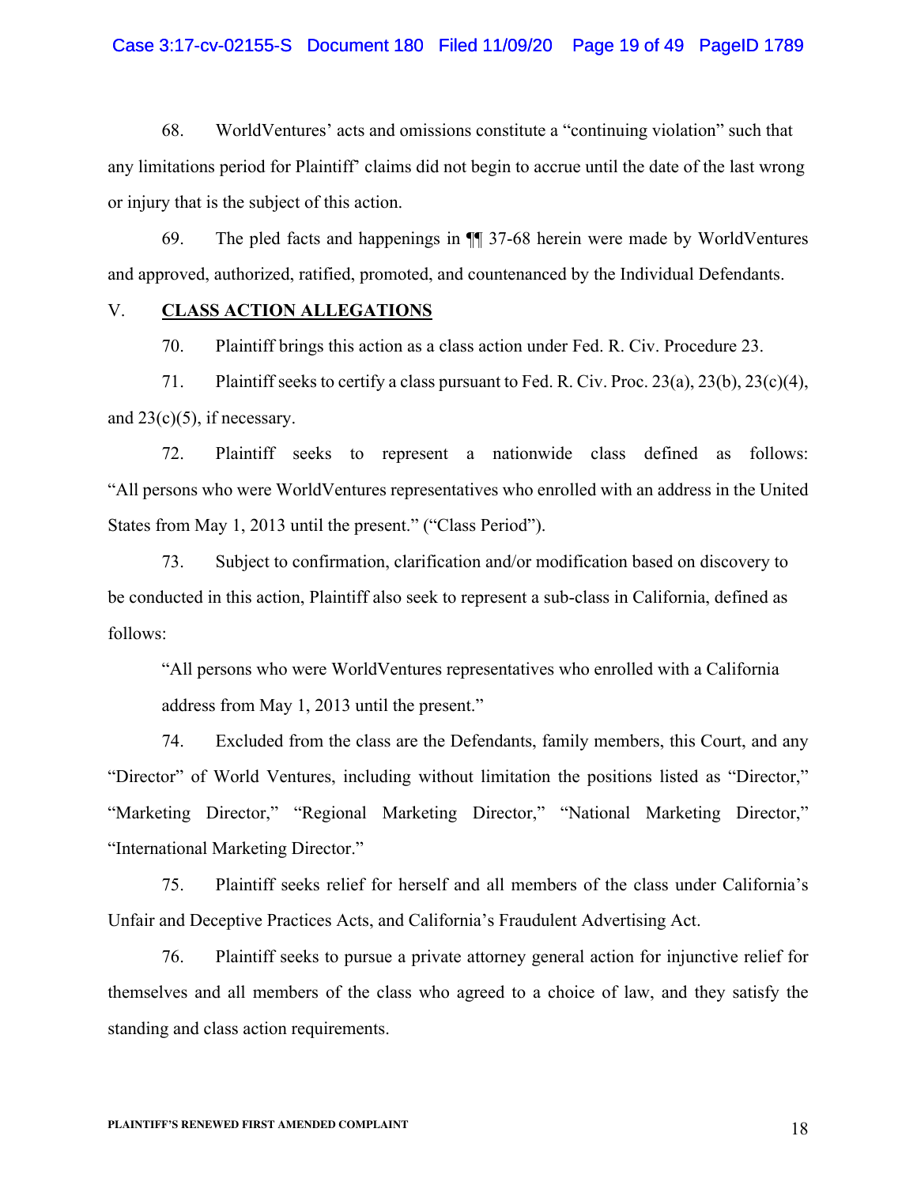68. WorldVentures' acts and omissions constitute a "continuing violation" such that any limitations period for Plaintiff' claims did not begin to accrue until the date of the last wrong or injury that is the subject of this action.

69. The pled facts and happenings in ¶¶ 37-68 herein were made by WorldVentures and approved, authorized, ratified, promoted, and countenanced by the Individual Defendants.

## V. **CLASS ACTION ALLEGATIONS**

70. Plaintiff brings this action as a class action under Fed. R. Civ. Procedure 23.

71. Plaintiff seeks to certify a class pursuant to Fed. R. Civ. Proc. 23(a), 23(b), 23(c)(4), and 23(c)(5), if necessary.

72. Plaintiff seeks to represent a nationwide class defined as follows: "All persons who were WorldVentures representatives who enrolled with an address in the United States from May 1, 2013 until the present." ("Class Period").

73. Subject to confirmation, clarification and/or modification based on discovery to be conducted in this action, Plaintiff also seek to represent a sub-class in California, defined as follows:

> "All persons who were WorldVentures representatives who enrolled with a California address from May 1, 2013 until the present."

74. Excluded from the class are the Defendants, family members, this Court, and any "Director" of World Ventures, including without limitation the positions listed as "Director," "Marketing Director," "Regional Marketing Director," "National Marketing Director," "International Marketing Director."

75. Plaintiff seeks relief for herself and all members of the class under California's Unfair and Deceptive Practices Acts, and California's Fraudulent Advertising Act.

76. Plaintiff seeks to pursue a private attorney general action for injunctive relief for themselves and all members of the class who agreed to a choice of law, and they satisfy the standing and class action requirements.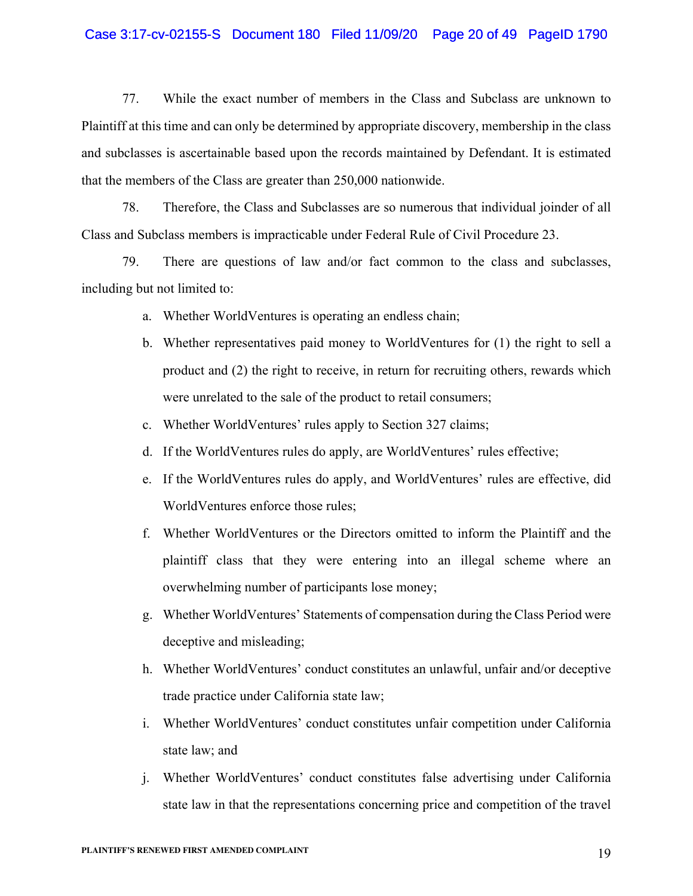77. While the exact number of members in the Class and Subclass are unknown to Plaintiff at this time and can only be determined by appropriate discovery, membership in the class and subclasses is ascertainable based upon the records maintained by Defendant. It is estimated that the members of the Class are greater than 250,000 nationwide.

78. Therefore, the Class and Subclasses are so numerous that individual joinder of all Class and Subclass members is impracticable under Federal Rule of Civil Procedure 23.

79. There are questions of law and/or fact common to the class and subclasses, including but not limited to:

a. Whether WorldVentures is operating an endless chain;

b. Whether representatives paid money to WorldVentures for (1) the right to sell a product and (2) the right to receive, in return for recruiting others, rewards which were unrelated to the sale of the product to retail consumers;

c. Whether WorldVentures' rules apply to Section 327 claims;

d. If the WorldVentures rules do apply, are WorldVentures' rules effective;

e. If the WorldVentures rules do apply, and WorldVentures' rules are effective, did WorldVentures enforce those rules;

f. Whether WorldVentures or the Directors omitted to inform the Plaintiff and the plaintiff class that they were entering into an illegal scheme where an overwhelming number of participants lose money;

g. Whether WorldVentures' Statements of compensation during the Class Period were deceptive and misleading;

h. Whether WorldVentures' conduct constitutes an unlawful, unfair and/or deceptive trade practice under California state law;

i. Whether WorldVentures' conduct constitutes unfair competition under California state law; and

j. Whether WorldVentures' conduct constitutes false advertising under California state law in that the representations concerning price and competition of the travel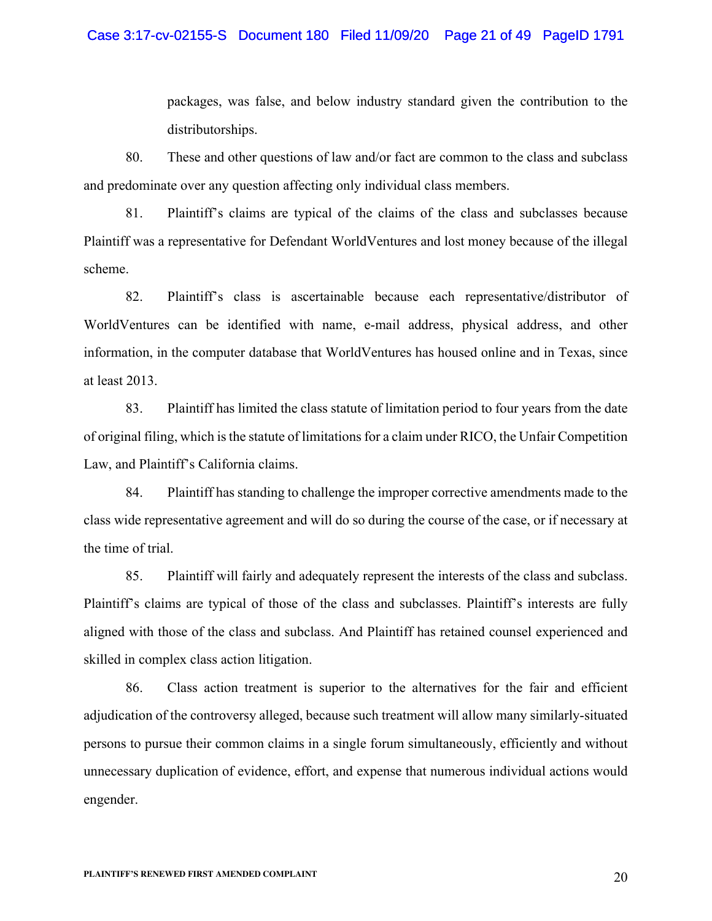packages, was false, and below industry standard given the contribution to the distributorships.

80. These and other questions of law and/or fact are common to the class and subclass and predominate over any question affecting only individual class members.

81. Plaintiff's claims are typical of the claims of the class and subclasses because Plaintiff was a representative for Defendant WorldVentures and lost money because of the illegal scheme.

82. Plaintiff's class is ascertainable because each representative/distributor of WorldVentures can be identified with name, e-mail address, physical address, and other information, in the computer database that WorldVentures has housed online and in Texas, since at least 2013.

83. Plaintiff has limited the class statute of limitation period to four years from the date of original filing, which is the statute of limitations for a claim under RICO, the Unfair Competition Law, and Plaintiff's California claims.

84. Plaintiff has standing to challenge the improper corrective amendments made to the class wide representative agreement and will do so during the course of the case, or if necessary at the time of trial.

85. Plaintiff will fairly and adequately represent the interests of the class and subclass. Plaintiff's claims are typical of those of the class and subclasses. Plaintiff's interests are fully aligned with those of the class and subclass. And Plaintiff has retained counsel experienced and skilled in complex class action litigation.

86. Class action treatment is superior to the alternatives for the fair and efficient adjudication of the controversy alleged, because such treatment will allow many similarly-situated persons to pursue their common claims in a single forum simultaneously, efficiently and without unnecessary duplication of evidence, effort, and expense that numerous individual actions would engender.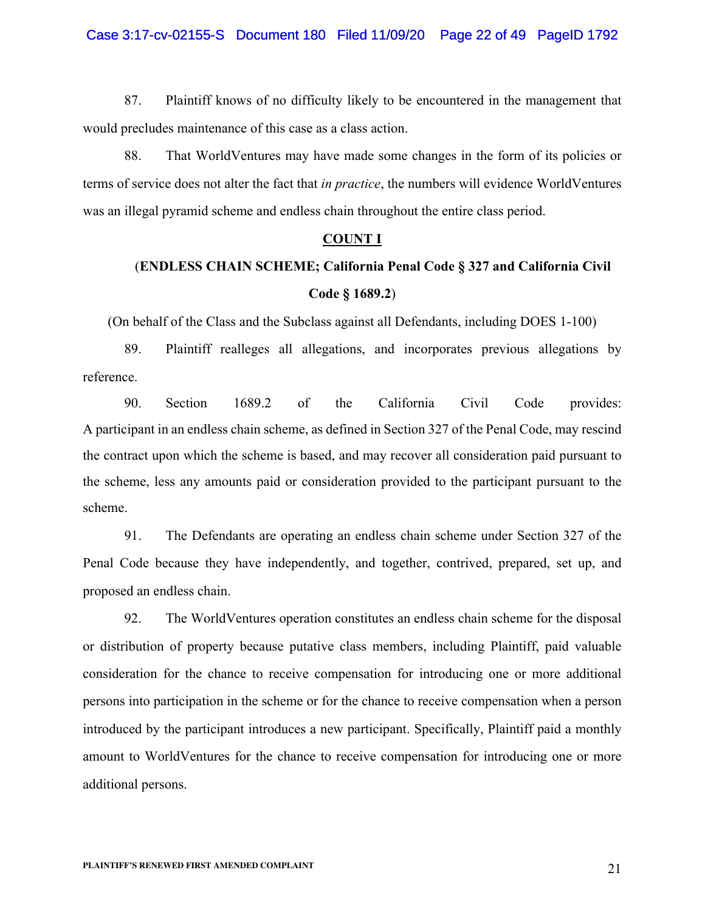87. Plaintiff knows of no difficulty likely to be encountered in the management that would precludes maintenance of this case as a class action.

88. That WorldVentures may have made some changes in the form of its policies or terms of service does not alter the fact that *in practice*, the numbers will evidence WorldVentures was an illegal pyramid scheme and endless chain throughout the entire class period.

**COUNT I**

(**ENDLESS CHAIN SCHEME; California Penal Code § 327 and California Civil Code § 1689.2**)

(On behalf of the Class and the Subclass against all Defendants, including DOES 1-100)

89. Plaintiff realleges all allegations, and incorporates previous allegations by reference.

90. Section 1689.2 of the California Civil Code provides: A participant in an endless chain scheme, as defined in Section 327 of the Penal Code, may rescind the contract upon which the scheme is based, and may recover all consideration paid pursuant to the scheme, less any amounts paid or consideration provided to the participant pursuant to the scheme.

91. The Defendants are operating an endless chain scheme under Section 327 of the Penal Code because they have independently, and together, contrived, prepared, set up, and proposed an endless chain.

92. The WorldVentures operation constitutes an endless chain scheme for the disposal or distribution of property because putative class members, including Plaintiff, paid valuable consideration for the chance to receive compensation for introducing one or more additional persons into participation in the scheme or for the chance to receive compensation when a person introduced by the participant introduces a new participant. Specifically, Plaintiff paid a monthly amount to WorldVentures for the chance to receive compensation for introducing one or more additional persons.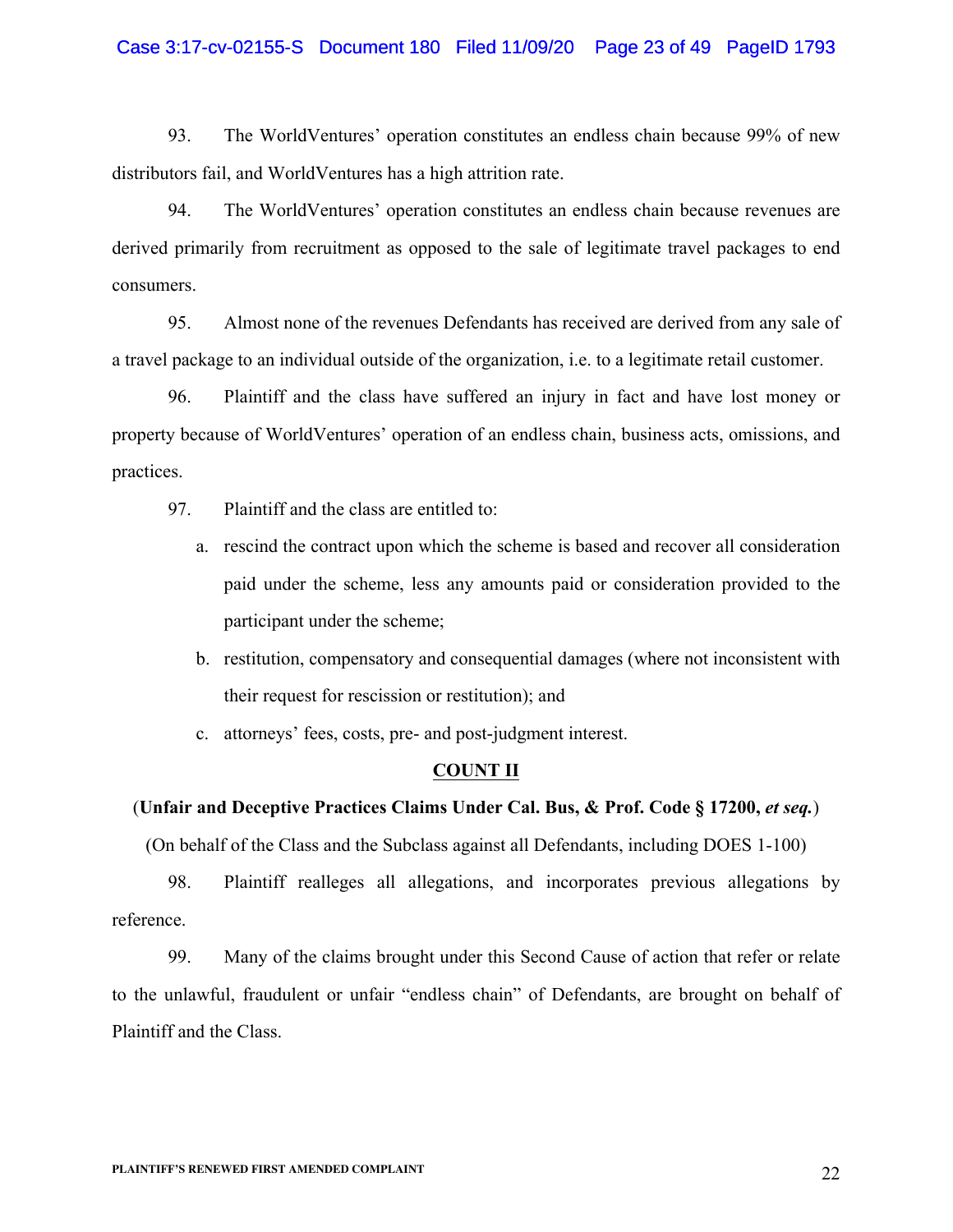93. The WorldVentures' operation constitutes an endless chain because 99% of new distributors fail, and WorldVentures has a high attrition rate.

94. The WorldVentures' operation constitutes an endless chain because revenues are derived primarily from recruitment as opposed to the sale of legitimate travel packages to end consumers.

95. Almost none of the revenues Defendants has received are derived from any sale of a travel package to an individual outside of the organization, i.e. to a legitimate retail customer.

96. Plaintiff and the class have suffered an injury in fact and have lost money or property because of WorldVentures' operation of an endless chain, business acts, omissions, and practices.

97. Plaintiff and the class are entitled to:

a. rescind the contract upon which the scheme is based and recover all consideration paid under the scheme, less any amounts paid or consideration provided to the participant under the scheme;

b. restitution, compensatory and consequential damages (where not inconsistent with their request for rescission or restitution); and

c. attorneys' fees, costs, pre- and post-judgment interest.

## COUNT II

(**Unfair and Deceptive Practices Claims Under Cal. Bus, & Prof. Code § 17200, *et seq.***)

(On behalf of the Class and the Subclass against all Defendants, including DOES 1-100)

98. Plaintiff realleges all allegations, and incorporates previous allegations by reference.

99. Many of the claims brought under this Second Cause of action that refer or relate to the unlawful, fraudulent or unfair "endless chain" of Defendants, are brought on behalf of Plaintiff and the Class.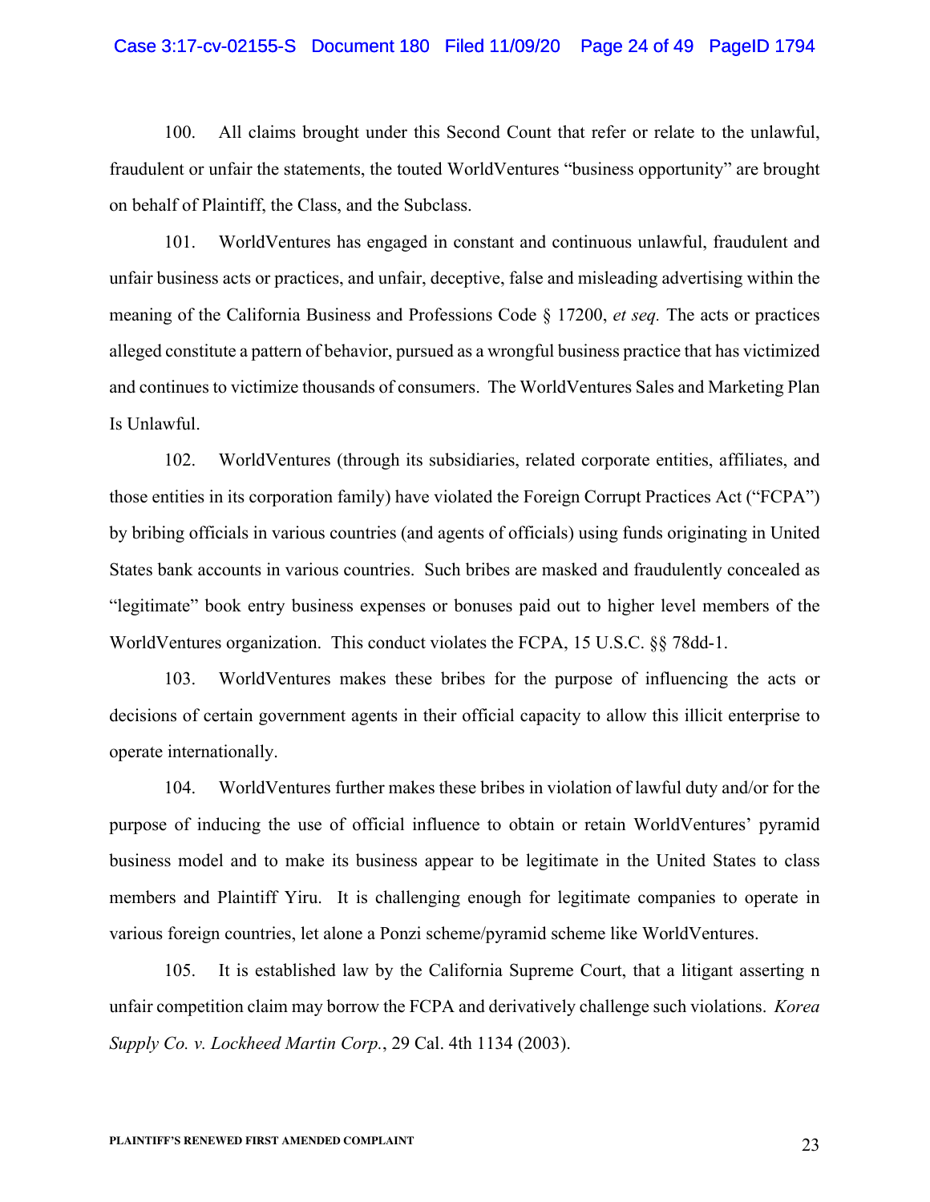100. All claims brought under this Second Count that refer or relate to the unlawful, fraudulent or unfair the statements, the touted WorldVentures "business opportunity" are brought on behalf of Plaintiff, the Class, and the Subclass.

101. WorldVentures has engaged in constant and continuous unlawful, fraudulent and unfair business acts or practices, and unfair, deceptive, false and misleading advertising within the meaning of the California Business and Professions Code § 17200, *et seq.* The acts or practices alleged constitute a pattern of behavior, pursued as a wrongful business practice that has victimized and continues to victimize thousands of consumers. The WorldVentures Sales and Marketing Plan Is Unlawful.

102. WorldVentures (through its subsidiaries, related corporate entities, affiliates, and those entities in its corporation family) have violated the Foreign Corrupt Practices Act ("FCPA") by bribing officials in various countries (and agents of officials) using funds originating in United States bank accounts in various countries. Such bribes are masked and fraudulently concealed as "legitimate" book entry business expenses or bonuses paid out to higher level members of the WorldVentures organization. This conduct violates the FCPA, 15 U.S.C. §§ 78dd-1.

103. WorldVentures makes these bribes for the purpose of influencing the acts or decisions of certain government agents in their official capacity to allow this illicit enterprise to operate internationally.

104. WorldVentures further makes these bribes in violation of lawful duty and/or for the purpose of inducing the use of official influence to obtain or retain WorldVentures' pyramid business model and to make its business appear to be legitimate in the United States to class members and Plaintiff Yiru. It is challenging enough for legitimate companies to operate in various foreign countries, let alone a Ponzi scheme/pyramid scheme like WorldVentures.

105. It is established law by the California Supreme Court, that a litigant asserting n unfair competition claim may borrow the FCPA and derivatively challenge such violations. *Korea Supply Co. v. Lockheed Martin Corp.*, 29 Cal. 4th 1134 (2003).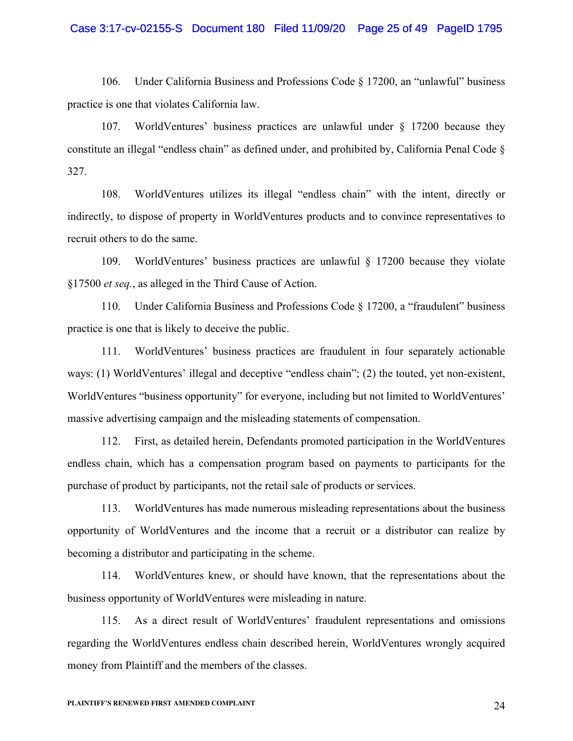106. Under California Business and Professions Code § 17200, an "unlawful" business practice is one that violates California law.

107. WorldVentures' business practices are unlawful under § 17200 because they constitute an illegal "endless chain" as defined under, and prohibited by, California Penal Code § 327.

108. WorldVentures utilizes its illegal "endless chain" with the intent, directly or indirectly, to dispose of property in WorldVentures products and to convince representatives to recruit others to do the same.

109. WorldVentures' business practices are unlawful § 17200 because they violate §17500 *et seq.*, as alleged in the Third Cause of Action.

110. Under California Business and Professions Code § 17200, a "fraudulent" business practice is one that is likely to deceive the public.

111. WorldVentures' business practices are fraudulent in four separately actionable ways: (1) WorldVentures' illegal and deceptive "endless chain"; (2) the touted, yet non-existent, WorldVentures "business opportunity" for everyone, including but not limited to WorldVentures' massive advertising campaign and the misleading statements of compensation.

112. First, as detailed herein, Defendants promoted participation in the WorldVentures endless chain, which has a compensation program based on payments to participants for the purchase of product by participants, not the retail sale of products or services.

113. WorldVentures has made numerous misleading representations about the business opportunity of WorldVentures and the income that a recruit or a distributor can realize by becoming a distributor and participating in the scheme.

114. WorldVentures knew, or should have known, that the representations about the business opportunity of WorldVentures were misleading in nature.

115. As a direct result of WorldVentures' fraudulent representations and omissions regarding the WorldVentures endless chain described herein, WorldVentures wrongly acquired money from Plaintiff and the members of the classes.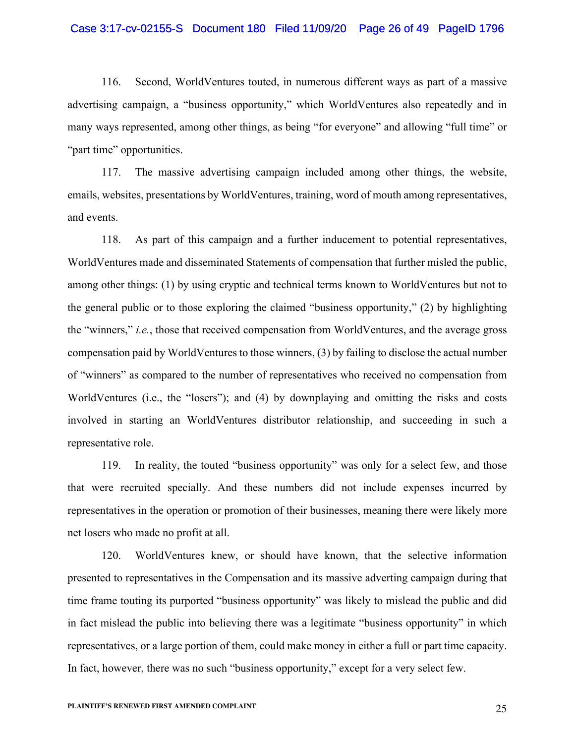116. Second, WorldVentures touted, in numerous different ways as part of a massive advertising campaign, a "business opportunity," which WorldVentures also repeatedly and in many ways represented, among other things, as being "for everyone" and allowing "full time" or "part time" opportunities.

117. The massive advertising campaign included among other things, the website, emails, websites, presentations by WorldVentures, training, word of mouth among representatives, and events.

118. As part of this campaign and a further inducement to potential representatives, WorldVentures made and disseminated Statements of compensation that further misled the public, among other things: (1) by using cryptic and technical terms known to WorldVentures but not to the general public or to those exploring the claimed "business opportunity," (2) by highlighting the "winners," *i.e.*, those that received compensation from WorldVentures, and the average gross compensation paid by WorldVentures to those winners, (3) by failing to disclose the actual number of "winners" as compared to the number of representatives who received no compensation from WorldVentures (i.e., the "losers"); and (4) by downplaying and omitting the risks and costs involved in starting an WorldVentures distributor relationship, and succeeding in such a representative role.

119. In reality, the touted "business opportunity" was only for a select few, and those that were recruited specially. And these numbers did not include expenses incurred by representatives in the operation or promotion of their businesses, meaning there were likely more net losers who made no profit at all.

120. WorldVentures knew, or should have known, that the selective information presented to representatives in the Compensation and its massive adverting campaign during that time frame touting its purported "business opportunity" was likely to mislead the public and did in fact mislead the public into believing there was a legitimate "business opportunity" in which representatives, or a large portion of them, could make money in either a full or part time capacity. In fact, however, there was no such "business opportunity," except for a very select few.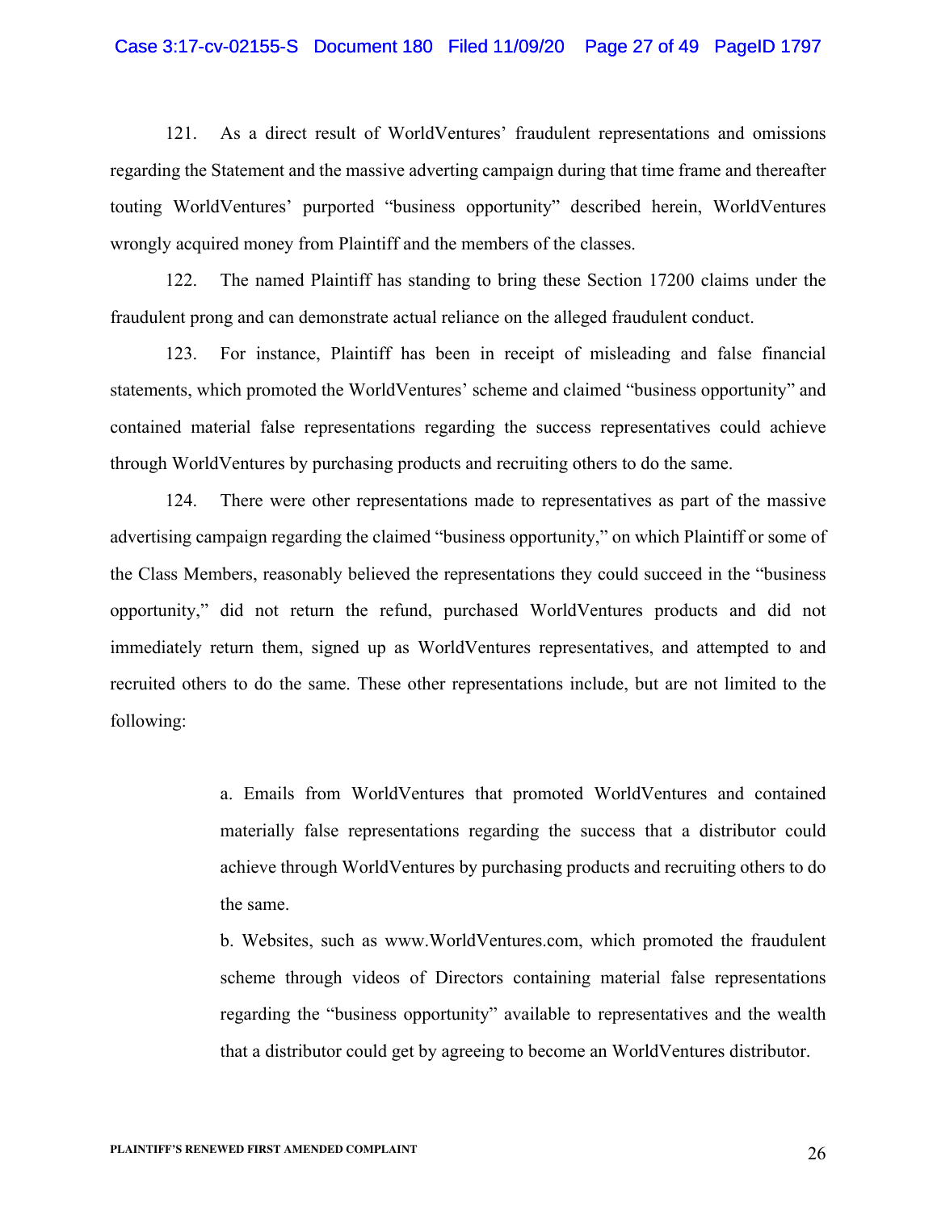121. As a direct result of WorldVentures' fraudulent representations and omissions regarding the Statement and the massive adverting campaign during that time frame and thereafter touting WorldVentures' purported "business opportunity" described herein, WorldVentures wrongly acquired money from Plaintiff and the members of the classes.

122. The named Plaintiff has standing to bring these Section 17200 claims under the fraudulent prong and can demonstrate actual reliance on the alleged fraudulent conduct.

123. For instance, Plaintiff has been in receipt of misleading and false financial statements, which promoted the WorldVentures' scheme and claimed "business opportunity" and contained material false representations regarding the success representatives could achieve through WorldVentures by purchasing products and recruiting others to do the same.

124. There were other representations made to representatives as part of the massive advertising campaign regarding the claimed "business opportunity," on which Plaintiff or some of the Class Members, reasonably believed the representations they could succeed in the "business opportunity," did not return the refund, purchased WorldVentures products and did not immediately return them, signed up as WorldVentures representatives, and attempted to and recruited others to do the same. These other representations include, but are not limited to the following:

> a. Emails from WorldVentures that promoted WorldVentures and contained materially false representations regarding the success that a distributor could achieve through WorldVentures by purchasing products and recruiting others to do the same.
>
> b. Websites, such as www.WorldVentures.com, which promoted the fraudulent scheme through videos of Directors containing material false representations regarding the "business opportunity" available to representatives and the wealth that a distributor could get by agreeing to become an WorldVentures distributor.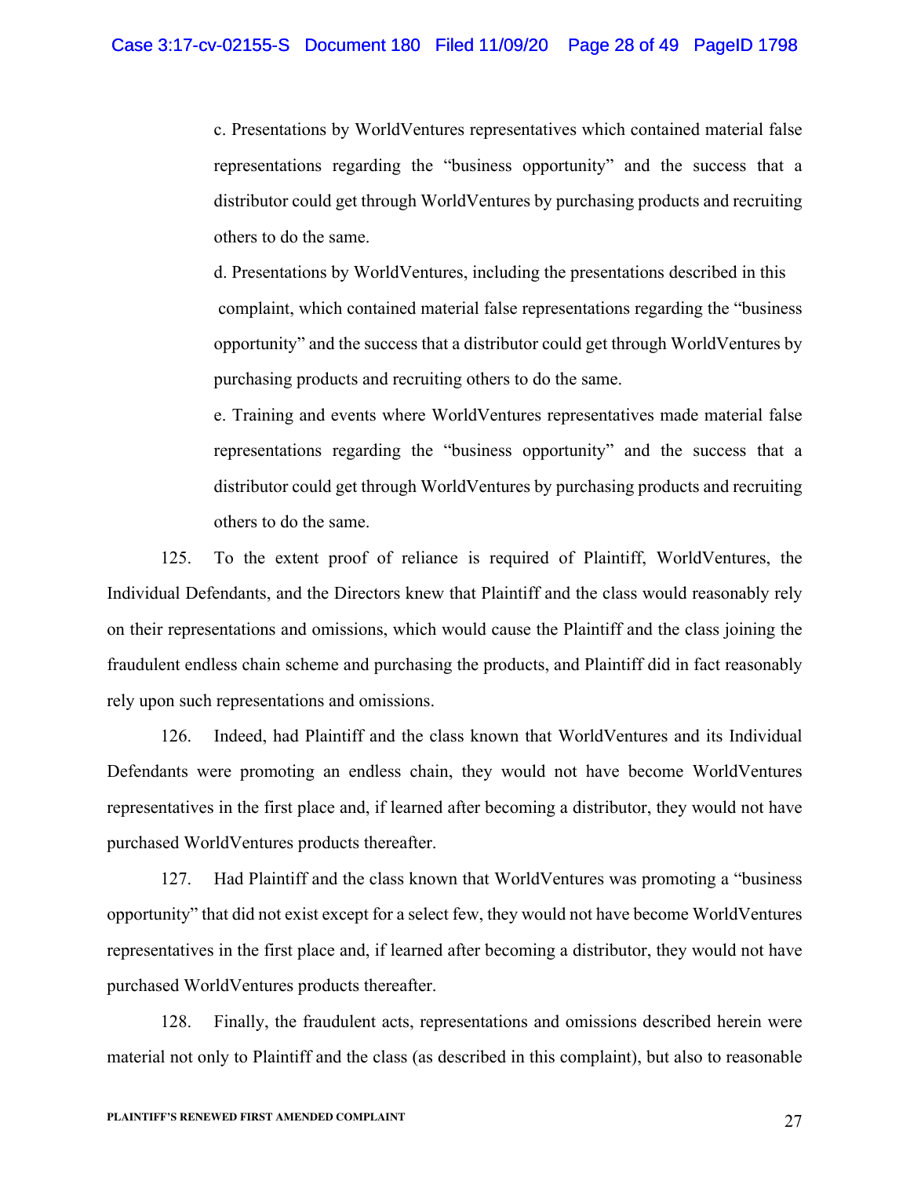c. Presentations by WorldVentures representatives which contained material false representations regarding the "business opportunity" and the success that a distributor could get through WorldVentures by purchasing products and recruiting others to do the same.

d. Presentations by WorldVentures, including the presentations described in this complaint, which contained material false representations regarding the "business opportunity" and the success that a distributor could get through WorldVentures by purchasing products and recruiting others to do the same.

e. Training and events where WorldVentures representatives made material false representations regarding the "business opportunity" and the success that a distributor could get through WorldVentures by purchasing products and recruiting others to do the same.

125. To the extent proof of reliance is required of Plaintiff, WorldVentures, the Individual Defendants, and the Directors knew that Plaintiff and the class would reasonably rely on their representations and omissions, which would cause the Plaintiff and the class joining the fraudulent endless chain scheme and purchasing the products, and Plaintiff did in fact reasonably rely upon such representations and omissions.

126. Indeed, had Plaintiff and the class known that WorldVentures and its Individual Defendants were promoting an endless chain, they would not have become WorldVentures representatives in the first place and, if learned after becoming a distributor, they would not have purchased WorldVentures products thereafter.

127. Had Plaintiff and the class known that WorldVentures was promoting a "business opportunity" that did not exist except for a select few, they would not have become WorldVentures representatives in the first place and, if learned after becoming a distributor, they would not have purchased WorldVentures products thereafter.

128. Finally, the fraudulent acts, representations and omissions described herein were material not only to Plaintiff and the class (as described in this complaint), but also to reasonable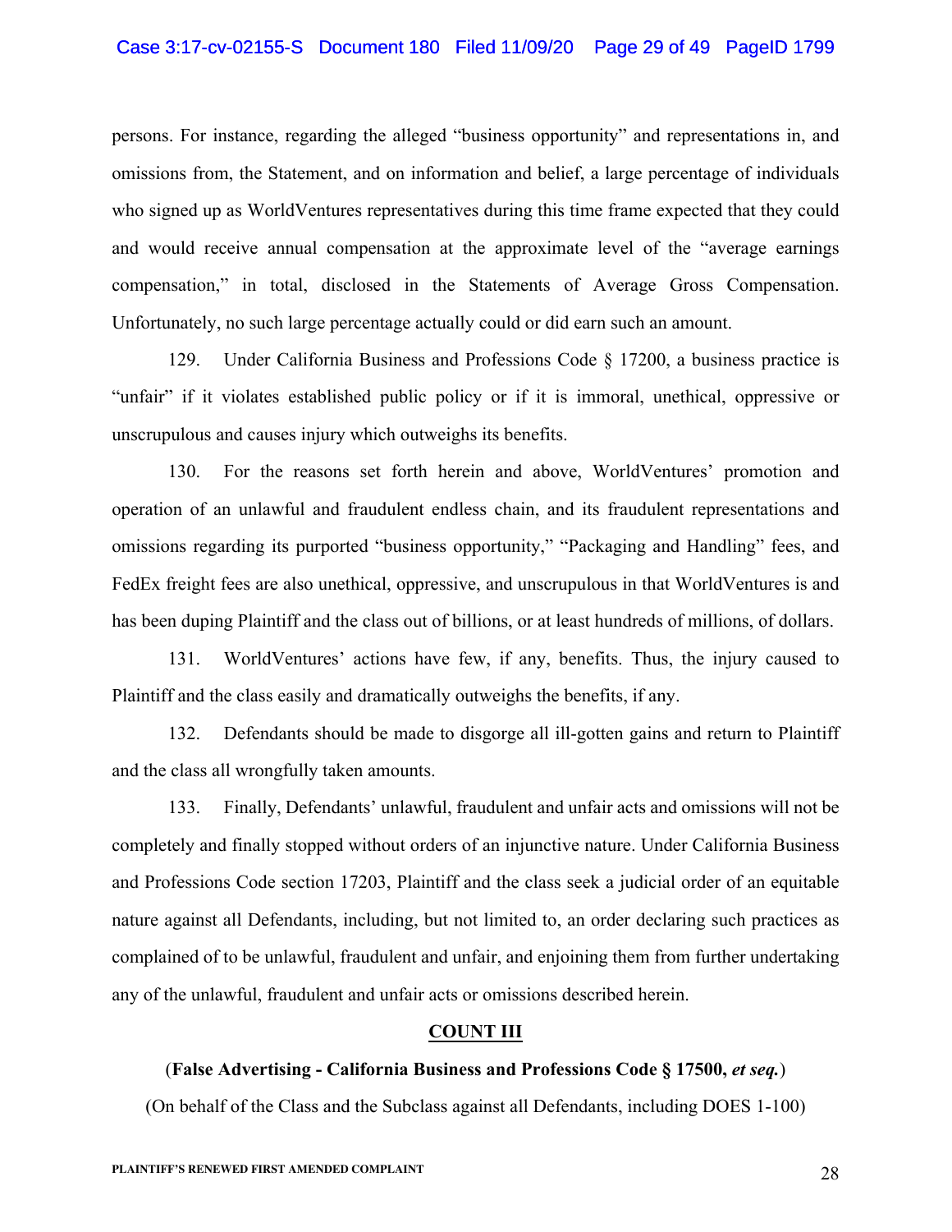persons. For instance, regarding the alleged "business opportunity" and representations in, and omissions from, the Statement, and on information and belief, a large percentage of individuals who signed up as WorldVentures representatives during this time frame expected that they could and would receive annual compensation at the approximate level of the "average earnings compensation," in total, disclosed in the Statements of Average Gross Compensation. Unfortunately, no such large percentage actually could or did earn such an amount.

129. Under California Business and Professions Code § 17200, a business practice is "unfair" if it violates established public policy or if it is immoral, unethical, oppressive or unscrupulous and causes injury which outweighs its benefits.

130. For the reasons set forth herein and above, WorldVentures' promotion and operation of an unlawful and fraudulent endless chain, and its fraudulent representations and omissions regarding its purported "business opportunity," "Packaging and Handling" fees, and FedEx freight fees are also unethical, oppressive, and unscrupulous in that WorldVentures is and has been duping Plaintiff and the class out of billions, or at least hundreds of millions, of dollars.

131. WorldVentures' actions have few, if any, benefits. Thus, the injury caused to Plaintiff and the class easily and dramatically outweighs the benefits, if any.

132. Defendants should be made to disgorge all ill-gotten gains and return to Plaintiff and the class all wrongfully taken amounts.

133. Finally, Defendants' unlawful, fraudulent and unfair acts and omissions will not be completely and finally stopped without orders of an injunctive nature. Under California Business and Professions Code section 17203, Plaintiff and the class seek a judicial order of an equitable nature against all Defendants, including, but not limited to, an order declaring such practices as complained of to be unlawful, fraudulent and unfair, and enjoining them from further undertaking any of the unlawful, fraudulent and unfair acts or omissions described herein.

## COUNT III

(**False Advertising - California Business and Professions Code § 17500, *et seq.***)

(On behalf of the Class and the Subclass against all Defendants, including DOES 1-100)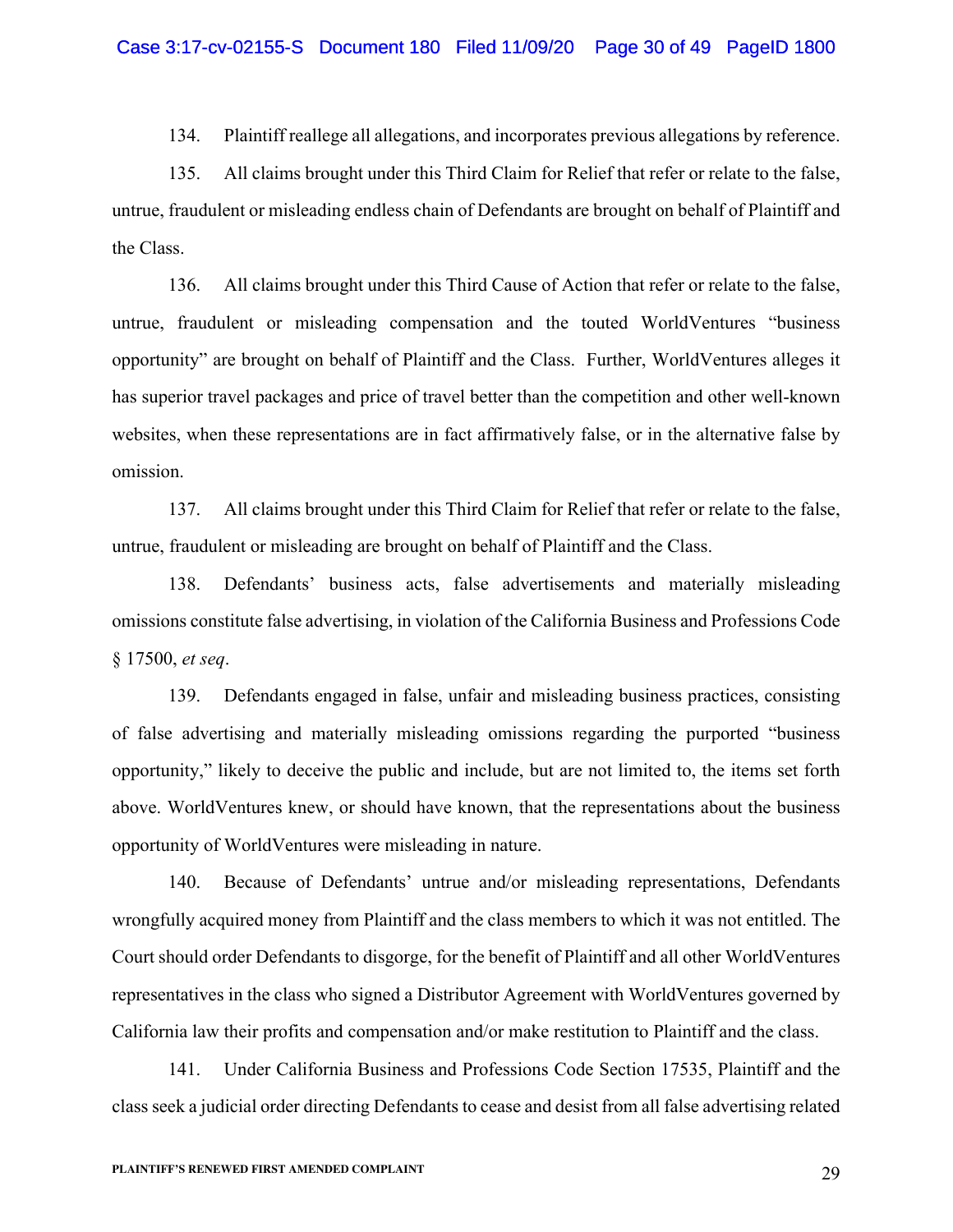134. Plaintiff reallege all allegations, and incorporates previous allegations by reference.

135. All claims brought under this Third Claim for Relief that refer or relate to the false, untrue, fraudulent or misleading endless chain of Defendants are brought on behalf of Plaintiff and the Class.

136. All claims brought under this Third Cause of Action that refer or relate to the false, untrue, fraudulent or misleading compensation and the touted WorldVentures "business opportunity" are brought on behalf of Plaintiff and the Class. Further, WorldVentures alleges it has superior travel packages and price of travel better than the competition and other well-known websites, when these representations are in fact affirmatively false, or in the alternative false by omission.

137. All claims brought under this Third Claim for Relief that refer or relate to the false, untrue, fraudulent or misleading are brought on behalf of Plaintiff and the Class.

138. Defendants' business acts, false advertisements and materially misleading omissions constitute false advertising, in violation of the California Business and Professions Code § 17500, *et seq*.

139. Defendants engaged in false, unfair and misleading business practices, consisting of false advertising and materially misleading omissions regarding the purported "business opportunity," likely to deceive the public and include, but are not limited to, the items set forth above. WorldVentures knew, or should have known, that the representations about the business opportunity of WorldVentures were misleading in nature.

140. Because of Defendants' untrue and/or misleading representations, Defendants wrongfully acquired money from Plaintiff and the class members to which it was not entitled. The Court should order Defendants to disgorge, for the benefit of Plaintiff and all other WorldVentures representatives in the class who signed a Distributor Agreement with WorldVentures governed by California law their profits and compensation and/or make restitution to Plaintiff and the class.

141. Under California Business and Professions Code Section 17535, Plaintiff and the class seek a judicial order directing Defendants to cease and desist from all false advertising related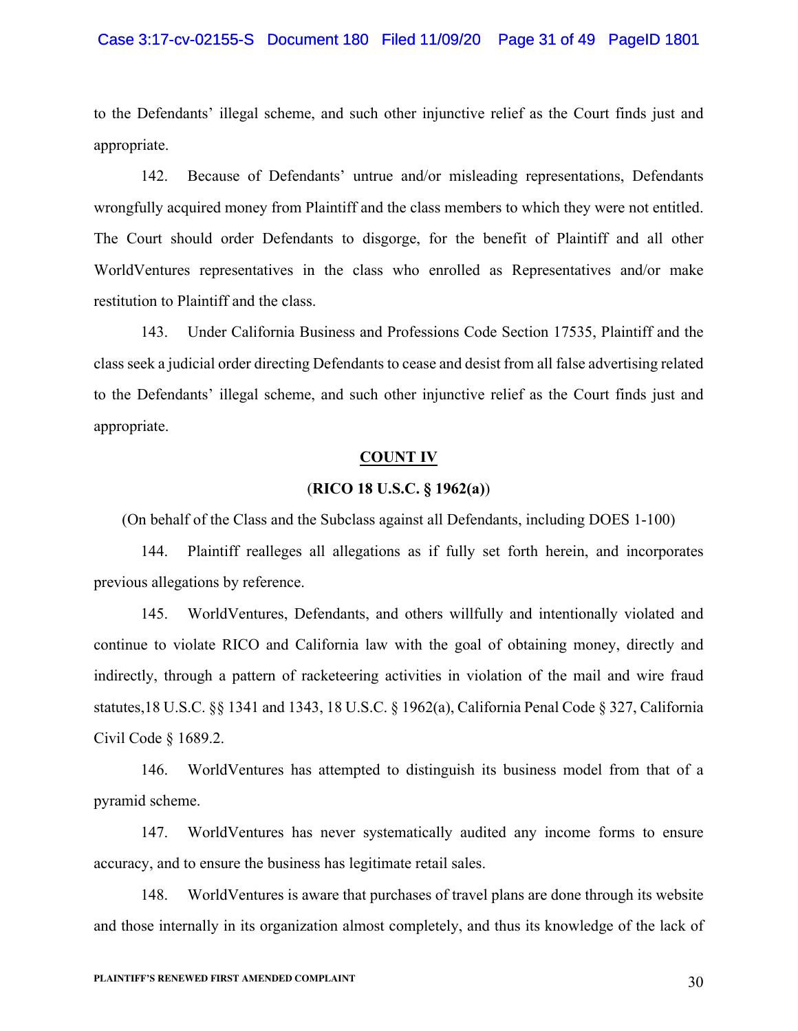to the Defendants' illegal scheme, and such other injunctive relief as the Court finds just and appropriate.

142. Because of Defendants' untrue and/or misleading representations, Defendants wrongfully acquired money from Plaintiff and the class members to which they were not entitled. The Court should order Defendants to disgorge, for the benefit of Plaintiff and all other WorldVentures representatives in the class who enrolled as Representatives and/or make restitution to Plaintiff and the class.

143. Under California Business and Professions Code Section 17535, Plaintiff and the class seek a judicial order directing Defendants to cease and desist from all false advertising related to the Defendants' illegal scheme, and such other injunctive relief as the Court finds just and appropriate.

## COUNT IV

### (RICO 18 U.S.C. § 1962(a))

(On behalf of the Class and the Subclass against all Defendants, including DOES 1-100)

144. Plaintiff realleges all allegations as if fully set forth herein, and incorporates previous allegations by reference.

145. WorldVentures, Defendants, and others willfully and intentionally violated and continue to violate RICO and California law with the goal of obtaining money, directly and indirectly, through a pattern of racketeering activities in violation of the mail and wire fraud statutes,18 U.S.C. §§ 1341 and 1343, 18 U.S.C. § 1962(a), California Penal Code § 327, California Civil Code § 1689.2.

146. WorldVentures has attempted to distinguish its business model from that of a pyramid scheme.

147. WorldVentures has never systematically audited any income forms to ensure accuracy, and to ensure the business has legitimate retail sales.

148. WorldVentures is aware that purchases of travel plans are done through its website and those internally in its organization almost completely, and thus its knowledge of the lack of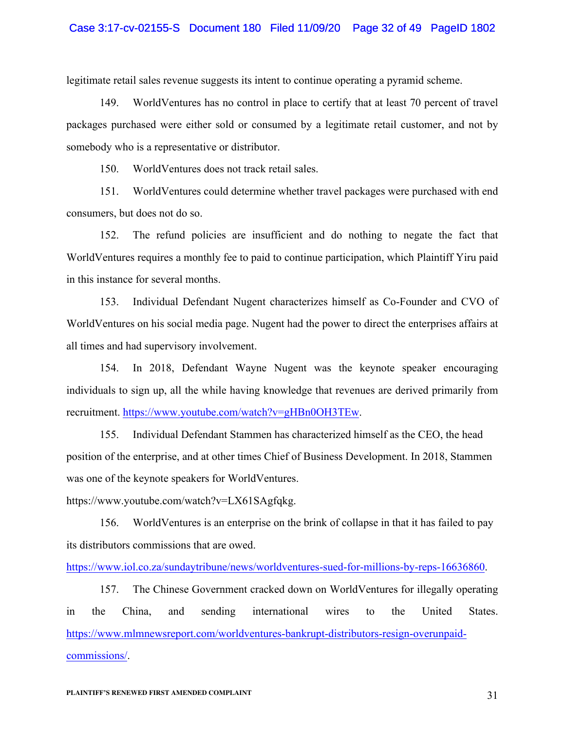legitimate retail sales revenue suggests its intent to continue operating a pyramid scheme.

149. WorldVentures has no control in place to certify that at least 70 percent of travel packages purchased were either sold or consumed by a legitimate retail customer, and not by somebody who is a representative or distributor.

150. WorldVentures does not track retail sales.

151. WorldVentures could determine whether travel packages were purchased with end consumers, but does not do so.

152. The refund policies are insufficient and do nothing to negate the fact that WorldVentures requires a monthly fee to paid to continue participation, which Plaintiff Yiru paid in this instance for several months.

153. Individual Defendant Nugent characterizes himself as Co-Founder and CVO of WorldVentures on his social media page. Nugent had the power to direct the enterprises affairs at all times and had supervisory involvement.

154. In 2018, Defendant Wayne Nugent was the keynote speaker encouraging individuals to sign up, all the while having knowledge that revenues are derived primarily from recruitment. https://www.youtube.com/watch?v=gHBn0OH3TEw.

155. Individual Defendant Stammen has characterized himself as the CEO, the head position of the enterprise, and at other times Chief of Business Development. In 2018, Stammen was one of the keynote speakers for WorldVentures.

https://www.youtube.com/watch?v=LX61SAgfqkg.

156. WorldVentures is an enterprise on the brink of collapse in that it has failed to pay its distributors commissions that are owed.

https://www.iol.co.za/sundaytribune/news/worldventures-sued-for-millions-by-reps-16636860.

157. The Chinese Government cracked down on WorldVentures for illegally operating in the China, and sending international wires to the United States. https://www.mlmnewsreport.com/worldventures-bankrupt-distributors-resign-overunpaid-commissions/.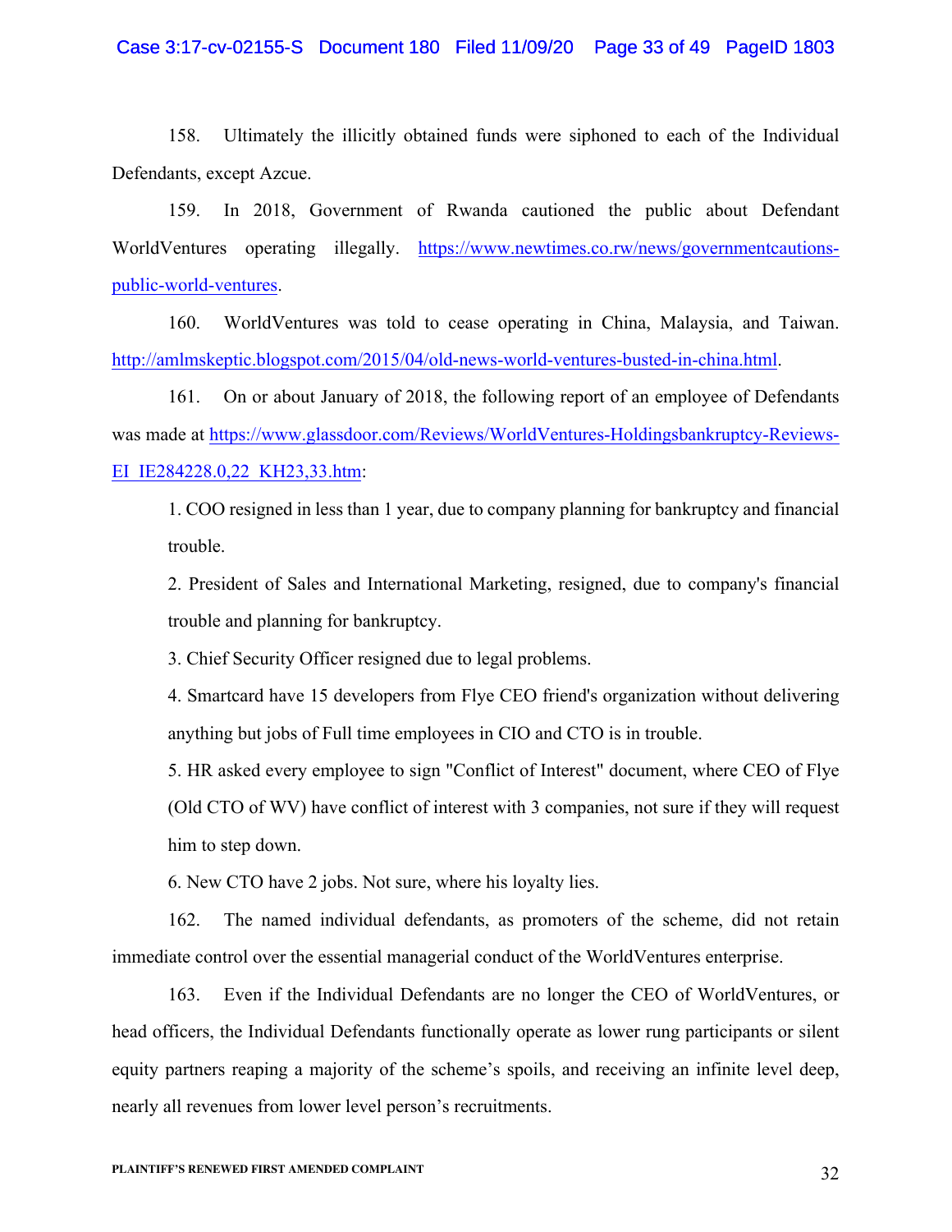158. Ultimately the illicitly obtained funds were siphoned to each of the Individual Defendants, except Azcue.

159. In 2018, Government of Rwanda cautioned the public about Defendant WorldVentures operating illegally. https://www.newtimes.co.rw/news/governmentcautions-public-world-ventures.

160. WorldVentures was told to cease operating in China, Malaysia, and Taiwan. http://amlmskeptic.blogspot.com/2015/04/old-news-world-ventures-busted-in-china.html.

161. On or about January of 2018, the following report of an employee of Defendants was made at https://www.glassdoor.com/Reviews/WorldVentures-Holdingsbankruptcy-Reviews-EI_IE284228.0,22_KH23,33.htm:

1. COO resigned in less than 1 year, due to company planning for bankruptcy and financial trouble.

2. President of Sales and International Marketing, resigned, due to company's financial trouble and planning for bankruptcy.

3. Chief Security Officer resigned due to legal problems.

4. Smartcard have 15 developers from Flye CEO friend's organization without delivering anything but jobs of Full time employees in CIO and CTO is in trouble.

5. HR asked every employee to sign "Conflict of Interest" document, where CEO of Flye (Old CTO of WV) have conflict of interest with 3 companies, not sure if they will request him to step down.

6. New CTO have 2 jobs. Not sure, where his loyalty lies.

162. The named individual defendants, as promoters of the scheme, did not retain immediate control over the essential managerial conduct of the WorldVentures enterprise.

163. Even if the Individual Defendants are no longer the CEO of WorldVentures, or head officers, the Individual Defendants functionally operate as lower rung participants or silent equity partners reaping a majority of the scheme's spoils, and receiving an infinite level deep, nearly all revenues from lower level person's recruitments.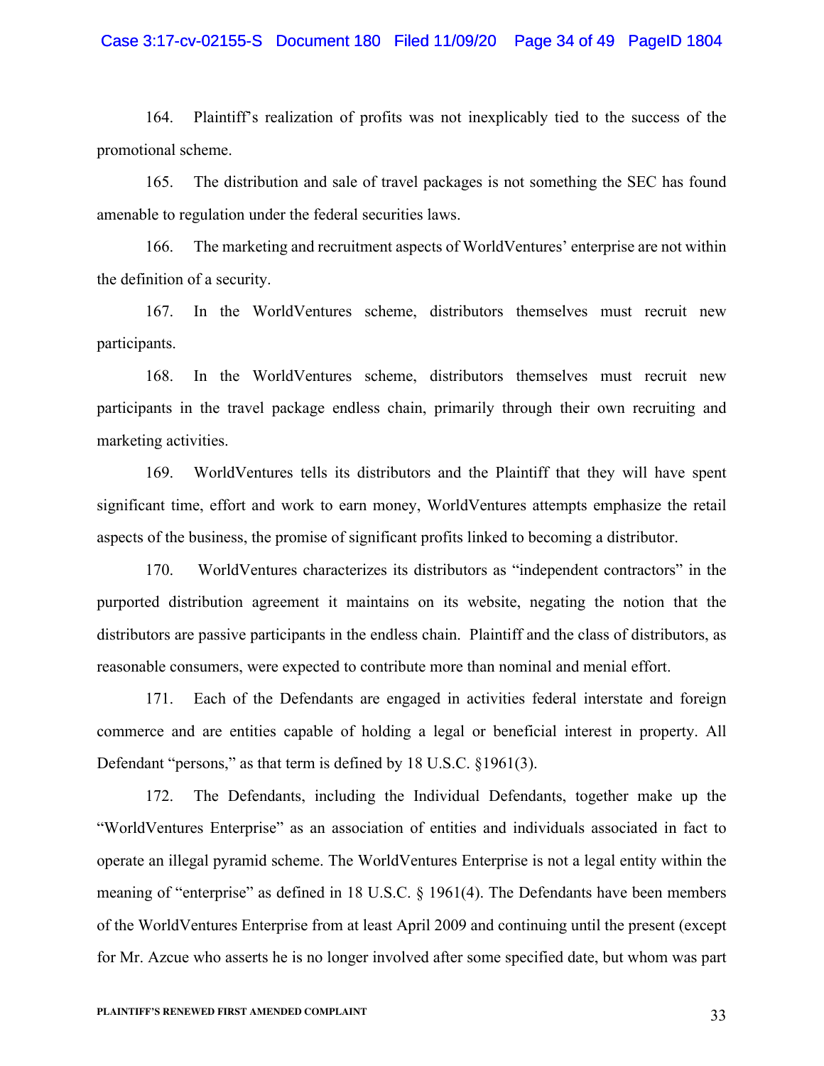164. Plaintiff's realization of profits was not inexplicably tied to the success of the promotional scheme.

165. The distribution and sale of travel packages is not something the SEC has found amenable to regulation under the federal securities laws.

166. The marketing and recruitment aspects of WorldVentures' enterprise are not within the definition of a security.

167. In the WorldVentures scheme, distributors themselves must recruit new participants.

168. In the WorldVentures scheme, distributors themselves must recruit new participants in the travel package endless chain, primarily through their own recruiting and marketing activities.

169. WorldVentures tells its distributors and the Plaintiff that they will have spent significant time, effort and work to earn money, WorldVentures attempts emphasize the retail aspects of the business, the promise of significant profits linked to becoming a distributor.

170. WorldVentures characterizes its distributors as "independent contractors" in the purported distribution agreement it maintains on its website, negating the notion that the distributors are passive participants in the endless chain. Plaintiff and the class of distributors, as reasonable consumers, were expected to contribute more than nominal and menial effort.

171. Each of the Defendants are engaged in activities federal interstate and foreign commerce and are entities capable of holding a legal or beneficial interest in property. All Defendant "persons," as that term is defined by 18 U.S.C. §1961(3).

172. The Defendants, including the Individual Defendants, together make up the "WorldVentures Enterprise" as an association of entities and individuals associated in fact to operate an illegal pyramid scheme. The WorldVentures Enterprise is not a legal entity within the meaning of "enterprise" as defined in 18 U.S.C. § 1961(4). The Defendants have been members of the WorldVentures Enterprise from at least April 2009 and continuing until the present (except for Mr. Azcue who asserts he is no longer involved after some specified date, but whom was part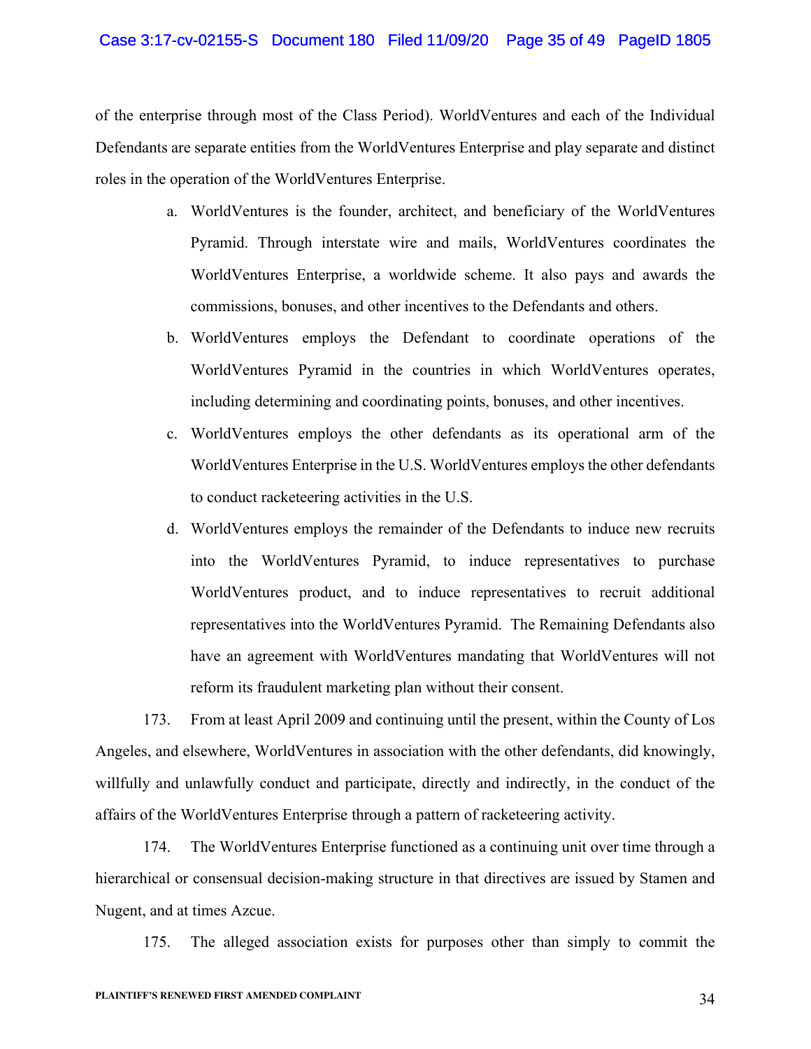of the enterprise through most of the Class Period). WorldVentures and each of the Individual Defendants are separate entities from the WorldVentures Enterprise and play separate and distinct roles in the operation of the WorldVentures Enterprise.

a. WorldVentures is the founder, architect, and beneficiary of the WorldVentures Pyramid. Through interstate wire and mails, WorldVentures coordinates the WorldVentures Enterprise, a worldwide scheme. It also pays and awards the commissions, bonuses, and other incentives to the Defendants and others.

b. WorldVentures employs the Defendant to coordinate operations of the WorldVentures Pyramid in the countries in which WorldVentures operates, including determining and coordinating points, bonuses, and other incentives.

c. WorldVentures employs the other defendants as its operational arm of the WorldVentures Enterprise in the U.S. WorldVentures employs the other defendants to conduct racketeering activities in the U.S.

d. WorldVentures employs the remainder of the Defendants to induce new recruits into the WorldVentures Pyramid, to induce representatives to purchase WorldVentures product, and to induce representatives to recruit additional representatives into the WorldVentures Pyramid. The Remaining Defendants also have an agreement with WorldVentures mandating that WorldVentures will not reform its fraudulent marketing plan without their consent.

173. From at least April 2009 and continuing until the present, within the County of Los Angeles, and elsewhere, WorldVentures in association with the other defendants, did knowingly, willfully and unlawfully conduct and participate, directly and indirectly, in the conduct of the affairs of the WorldVentures Enterprise through a pattern of racketeering activity.

174. The WorldVentures Enterprise functioned as a continuing unit over time through a hierarchical or consensual decision-making structure in that directives are issued by Stamen and Nugent, and at times Azcue.

175. The alleged association exists for purposes other than simply to commit the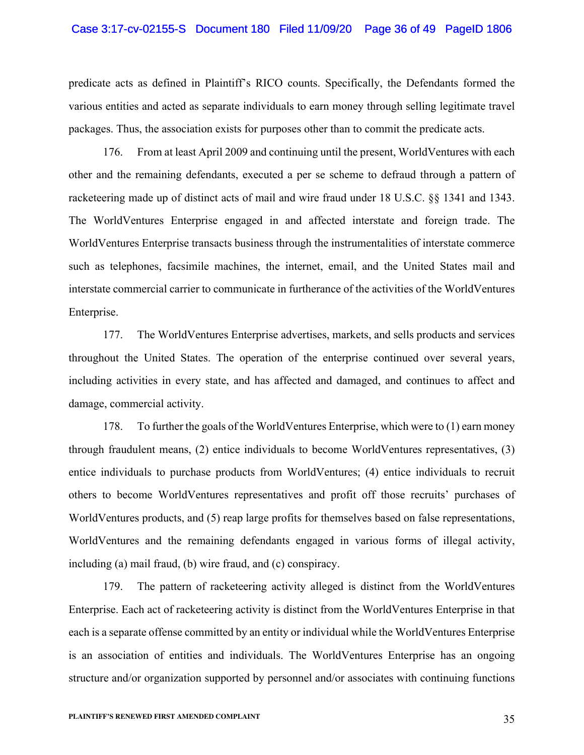predicate acts as defined in Plaintiff's RICO counts. Specifically, the Defendants formed the various entities and acted as separate individuals to earn money through selling legitimate travel packages. Thus, the association exists for purposes other than to commit the predicate acts.

176. From at least April 2009 and continuing until the present, WorldVentures with each other and the remaining defendants, executed a per se scheme to defraud through a pattern of racketeering made up of distinct acts of mail and wire fraud under 18 U.S.C. §§ 1341 and 1343. The WorldVentures Enterprise engaged in and affected interstate and foreign trade. The WorldVentures Enterprise transacts business through the instrumentalities of interstate commerce such as telephones, facsimile machines, the internet, email, and the United States mail and interstate commercial carrier to communicate in furtherance of the activities of the WorldVentures Enterprise.

177. The WorldVentures Enterprise advertises, markets, and sells products and services throughout the United States. The operation of the enterprise continued over several years, including activities in every state, and has affected and damaged, and continues to affect and damage, commercial activity.

178. To further the goals of the WorldVentures Enterprise, which were to (1) earn money through fraudulent means, (2) entice individuals to become WorldVentures representatives, (3) entice individuals to purchase products from WorldVentures; (4) entice individuals to recruit others to become WorldVentures representatives and profit off those recruits' purchases of WorldVentures products, and (5) reap large profits for themselves based on false representations, WorldVentures and the remaining defendants engaged in various forms of illegal activity, including (a) mail fraud, (b) wire fraud, and (c) conspiracy.

179. The pattern of racketeering activity alleged is distinct from the WorldVentures Enterprise. Each act of racketeering activity is distinct from the WorldVentures Enterprise in that each is a separate offense committed by an entity or individual while the WorldVentures Enterprise is an association of entities and individuals. The WorldVentures Enterprise has an ongoing structure and/or organization supported by personnel and/or associates with continuing functions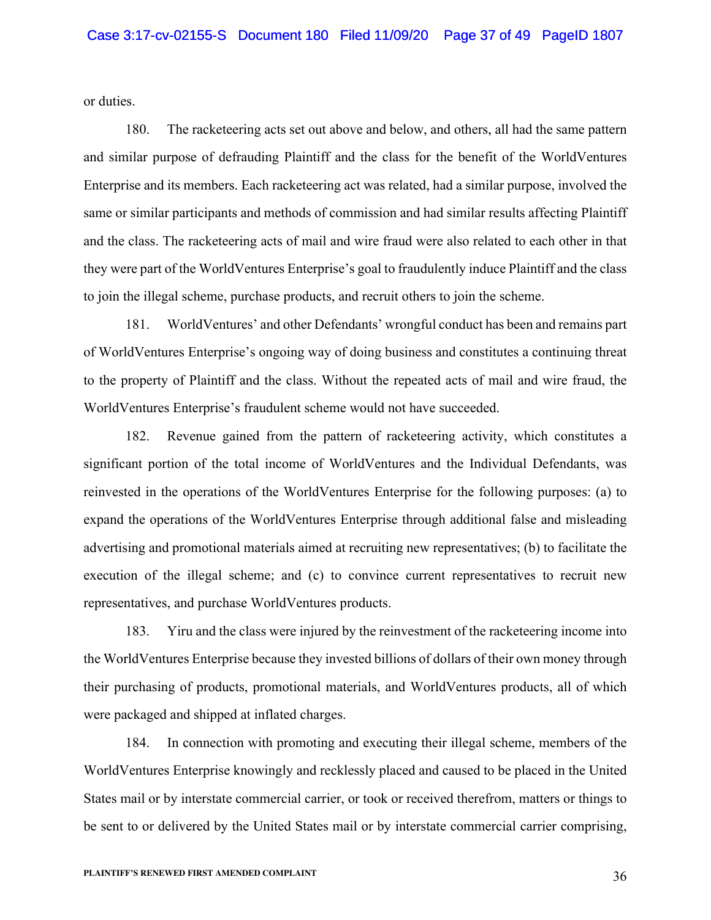or duties.

180. The racketeering acts set out above and below, and others, all had the same pattern and similar purpose of defrauding Plaintiff and the class for the benefit of the WorldVentures Enterprise and its members. Each racketeering act was related, had a similar purpose, involved the same or similar participants and methods of commission and had similar results affecting Plaintiff and the class. The racketeering acts of mail and wire fraud were also related to each other in that they were part of the WorldVentures Enterprise's goal to fraudulently induce Plaintiff and the class to join the illegal scheme, purchase products, and recruit others to join the scheme.

181. WorldVentures' and other Defendants' wrongful conduct has been and remains part of WorldVentures Enterprise's ongoing way of doing business and constitutes a continuing threat to the property of Plaintiff and the class. Without the repeated acts of mail and wire fraud, the WorldVentures Enterprise's fraudulent scheme would not have succeeded.

182. Revenue gained from the pattern of racketeering activity, which constitutes a significant portion of the total income of WorldVentures and the Individual Defendants, was reinvested in the operations of the WorldVentures Enterprise for the following purposes: (a) to expand the operations of the WorldVentures Enterprise through additional false and misleading advertising and promotional materials aimed at recruiting new representatives; (b) to facilitate the execution of the illegal scheme; and (c) to convince current representatives to recruit new representatives, and purchase WorldVentures products.

183. Yiru and the class were injured by the reinvestment of the racketeering income into the WorldVentures Enterprise because they invested billions of dollars of their own money through their purchasing of products, promotional materials, and WorldVentures products, all of which were packaged and shipped at inflated charges.

184. In connection with promoting and executing their illegal scheme, members of the WorldVentures Enterprise knowingly and recklessly placed and caused to be placed in the United States mail or by interstate commercial carrier, or took or received therefrom, matters or things to be sent to or delivered by the United States mail or by interstate commercial carrier comprising,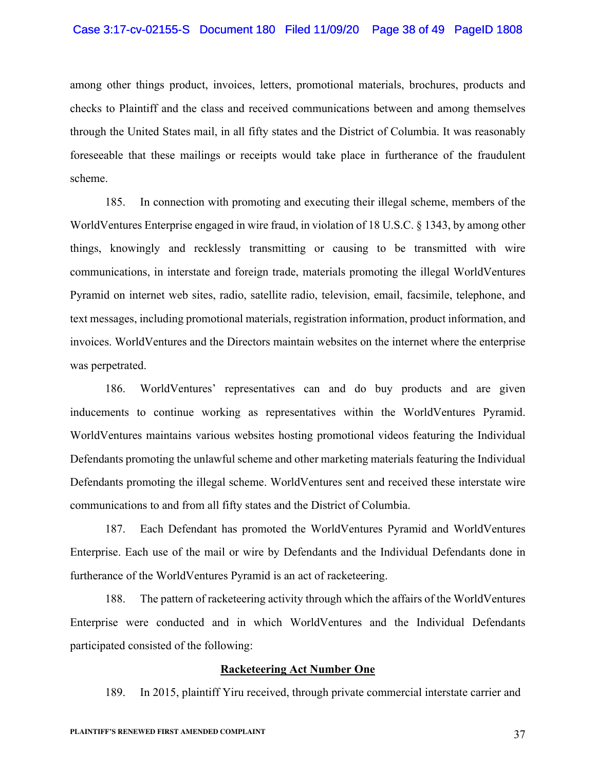among other things product, invoices, letters, promotional materials, brochures, products and checks to Plaintiff and the class and received communications between and among themselves through the United States mail, in all fifty states and the District of Columbia. It was reasonably foreseeable that these mailings or receipts would take place in furtherance of the fraudulent scheme.

185. In connection with promoting and executing their illegal scheme, members of the WorldVentures Enterprise engaged in wire fraud, in violation of 18 U.S.C. § 1343, by among other things, knowingly and recklessly transmitting or causing to be transmitted with wire communications, in interstate and foreign trade, materials promoting the illegal WorldVentures Pyramid on internet web sites, radio, satellite radio, television, email, facsimile, telephone, and text messages, including promotional materials, registration information, product information, and invoices. WorldVentures and the Directors maintain websites on the internet where the enterprise was perpetrated.

186. WorldVentures' representatives can and do buy products and are given inducements to continue working as representatives within the WorldVentures Pyramid. WorldVentures maintains various websites hosting promotional videos featuring the Individual Defendants promoting the unlawful scheme and other marketing materials featuring the Individual Defendants promoting the illegal scheme. WorldVentures sent and received these interstate wire communications to and from all fifty states and the District of Columbia.

187. Each Defendant has promoted the WorldVentures Pyramid and WorldVentures Enterprise. Each use of the mail or wire by Defendants and the Individual Defendants done in furtherance of the WorldVentures Pyramid is an act of racketeering.

188. The pattern of racketeering activity through which the affairs of the WorldVentures Enterprise were conducted and in which WorldVentures and the Individual Defendants participated consisted of the following:

**Racketeering Act Number One**

189. In 2015, plaintiff Yiru received, through private commercial interstate carrier and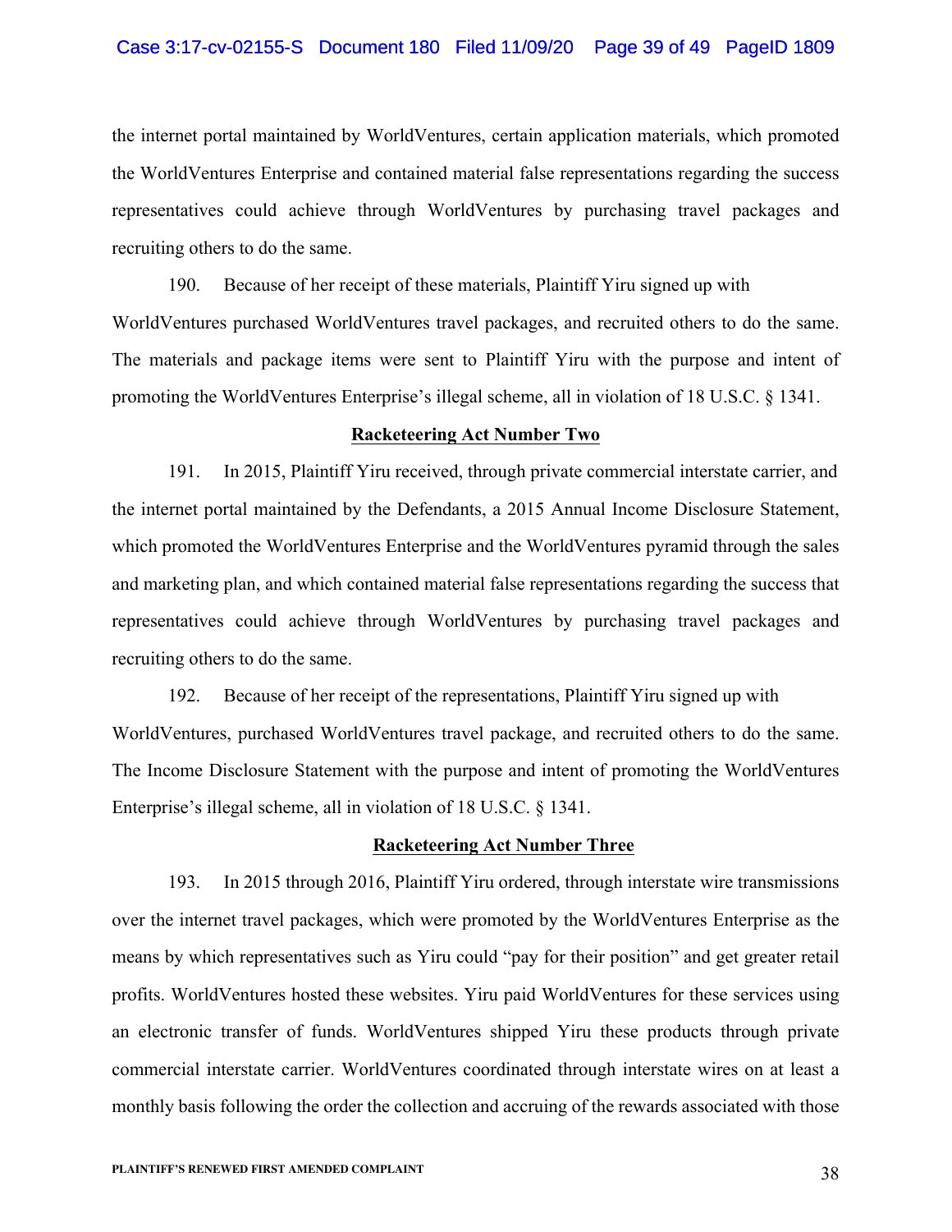the internet portal maintained by WorldVentures, certain application materials, which promoted the WorldVentures Enterprise and contained material false representations regarding the success representatives could achieve through WorldVentures by purchasing travel packages and recruiting others to do the same.

190. Because of her receipt of these materials, Plaintiff Yiru signed up with WorldVentures purchased WorldVentures travel packages, and recruited others to do the same. The materials and package items were sent to Plaintiff Yiru with the purpose and intent of promoting the WorldVentures Enterprise's illegal scheme, all in violation of 18 U.S.C. § 1341.

**Racketeering Act Number Two**

191. In 2015, Plaintiff Yiru received, through private commercial interstate carrier, and the internet portal maintained by the Defendants, a 2015 Annual Income Disclosure Statement, which promoted the WorldVentures Enterprise and the WorldVentures pyramid through the sales and marketing plan, and which contained material false representations regarding the success that representatives could achieve through WorldVentures by purchasing travel packages and recruiting others to do the same.

192. Because of her receipt of the representations, Plaintiff Yiru signed up with WorldVentures, purchased WorldVentures travel package, and recruited others to do the same. The Income Disclosure Statement with the purpose and intent of promoting the WorldVentures Enterprise's illegal scheme, all in violation of 18 U.S.C. § 1341.

**Racketeering Act Number Three**

193. In 2015 through 2016, Plaintiff Yiru ordered, through interstate wire transmissions over the internet travel packages, which were promoted by the WorldVentures Enterprise as the means by which representatives such as Yiru could "pay for their position" and get greater retail profits. WorldVentures hosted these websites. Yiru paid WorldVentures for these services using an electronic transfer of funds. WorldVentures shipped Yiru these products through private commercial interstate carrier. WorldVentures coordinated through interstate wires on at least a monthly basis following the order the collection and accruing of the rewards associated with those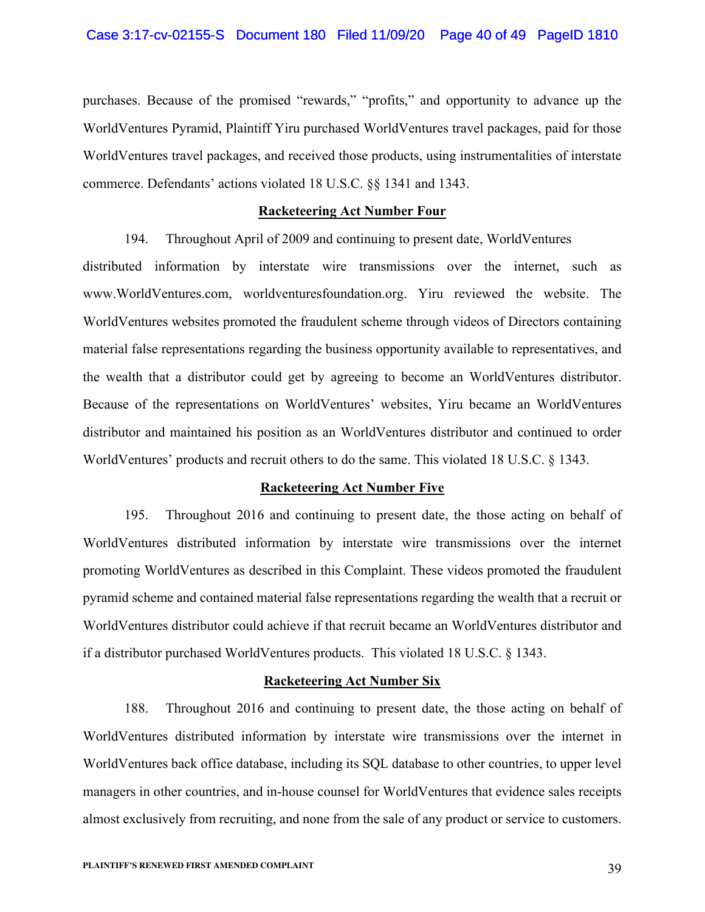purchases. Because of the promised "rewards," "profits," and opportunity to advance up the WorldVentures Pyramid, Plaintiff Yiru purchased WorldVentures travel packages, paid for those WorldVentures travel packages, and received those products, using instrumentalities of interstate commerce. Defendants' actions violated 18 U.S.C. §§ 1341 and 1343.

**Racketeering Act Number Four**

194. Throughout April of 2009 and continuing to present date, WorldVentures distributed information by interstate wire transmissions over the internet, such as www.WorldVentures.com, worldventuresfoundation.org. Yiru reviewed the website. The WorldVentures websites promoted the fraudulent scheme through videos of Directors containing material false representations regarding the business opportunity available to representatives, and the wealth that a distributor could get by agreeing to become an WorldVentures distributor. Because of the representations on WorldVentures' websites, Yiru became an WorldVentures distributor and maintained his position as an WorldVentures distributor and continued to order WorldVentures' products and recruit others to do the same. This violated 18 U.S.C. § 1343.

**Racketeering Act Number Five**

195. Throughout 2016 and continuing to present date, the those acting on behalf of WorldVentures distributed information by interstate wire transmissions over the internet promoting WorldVentures as described in this Complaint. These videos promoted the fraudulent pyramid scheme and contained material false representations regarding the wealth that a recruit or WorldVentures distributor could achieve if that recruit became an WorldVentures distributor and if a distributor purchased WorldVentures products. This violated 18 U.S.C. § 1343.

**Racketeering Act Number Six**

188. Throughout 2016 and continuing to present date, the those acting on behalf of WorldVentures distributed information by interstate wire transmissions over the internet in WorldVentures back office database, including its SQL database to other countries, to upper level managers in other countries, and in-house counsel for WorldVentures that evidence sales receipts almost exclusively from recruiting, and none from the sale of any product or service to customers.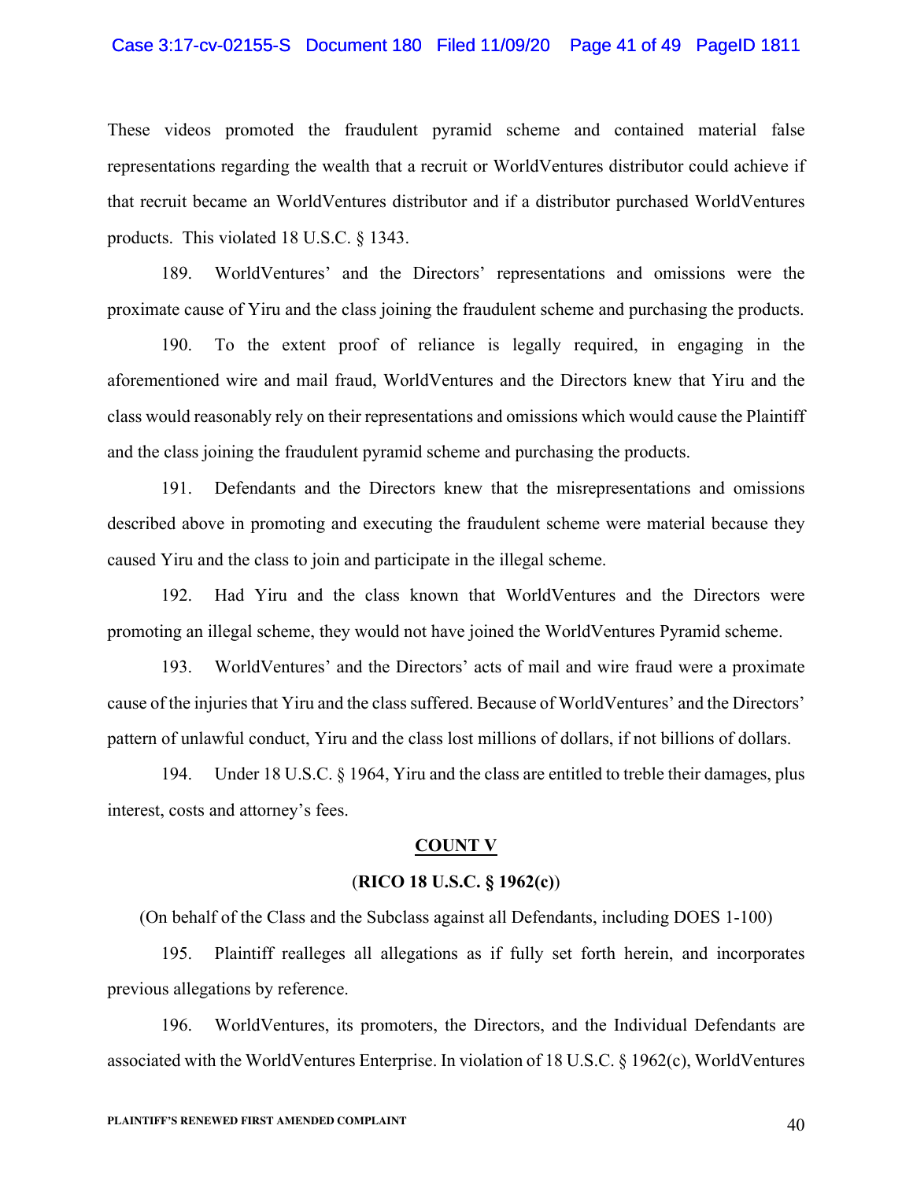These videos promoted the fraudulent pyramid scheme and contained material false representations regarding the wealth that a recruit or WorldVentures distributor could achieve if that recruit became an WorldVentures distributor and if a distributor purchased WorldVentures products. This violated 18 U.S.C. § 1343.

189. WorldVentures' and the Directors' representations and omissions were the proximate cause of Yiru and the class joining the fraudulent scheme and purchasing the products.

190. To the extent proof of reliance is legally required, in engaging in the aforementioned wire and mail fraud, WorldVentures and the Directors knew that Yiru and the class would reasonably rely on their representations and omissions which would cause the Plaintiff and the class joining the fraudulent pyramid scheme and purchasing the products.

191. Defendants and the Directors knew that the misrepresentations and omissions described above in promoting and executing the fraudulent scheme were material because they caused Yiru and the class to join and participate in the illegal scheme.

192. Had Yiru and the class known that WorldVentures and the Directors were promoting an illegal scheme, they would not have joined the WorldVentures Pyramid scheme.

193. WorldVentures' and the Directors' acts of mail and wire fraud were a proximate cause of the injuries that Yiru and the class suffered. Because of WorldVentures' and the Directors' pattern of unlawful conduct, Yiru and the class lost millions of dollars, if not billions of dollars.

194. Under 18 U.S.C. § 1964, Yiru and the class are entitled to treble their damages, plus interest, costs and attorney's fees.

## COUNT V

### (RICO 18 U.S.C. § 1962(c))

(On behalf of the Class and the Subclass against all Defendants, including DOES 1-100)

195. Plaintiff realleges all allegations as if fully set forth herein, and incorporates previous allegations by reference.

196. WorldVentures, its promoters, the Directors, and the Individual Defendants are associated with the WorldVentures Enterprise. In violation of 18 U.S.C. § 1962(c), WorldVentures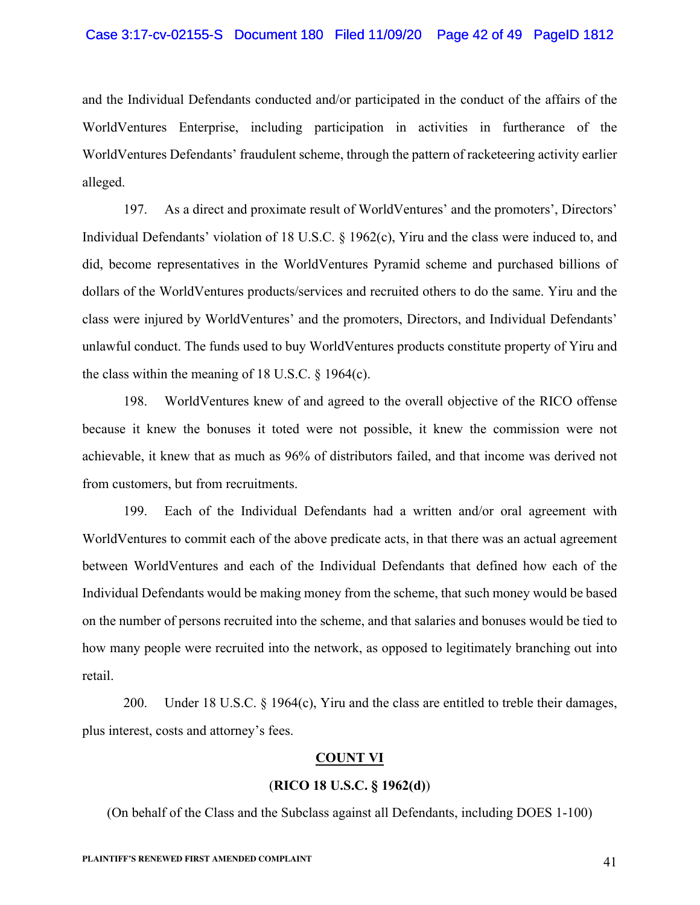and the Individual Defendants conducted and/or participated in the conduct of the affairs of the WorldVentures Enterprise, including participation in activities in furtherance of the WorldVentures Defendants' fraudulent scheme, through the pattern of racketeering activity earlier alleged.

197. As a direct and proximate result of WorldVentures' and the promoters', Directors' Individual Defendants' violation of 18 U.S.C. § 1962(c), Yiru and the class were induced to, and did, become representatives in the WorldVentures Pyramid scheme and purchased billions of dollars of the WorldVentures products/services and recruited others to do the same. Yiru and the class were injured by WorldVentures' and the promoters, Directors, and Individual Defendants' unlawful conduct. The funds used to buy WorldVentures products constitute property of Yiru and the class within the meaning of 18 U.S.C. § 1964(c).

198. WorldVentures knew of and agreed to the overall objective of the RICO offense because it knew the bonuses it toted were not possible, it knew the commission were not achievable, it knew that as much as 96% of distributors failed, and that income was derived not from customers, but from recruitments.

199. Each of the Individual Defendants had a written and/or oral agreement with WorldVentures to commit each of the above predicate acts, in that there was an actual agreement between WorldVentures and each of the Individual Defendants that defined how each of the Individual Defendants would be making money from the scheme, that such money would be based on the number of persons recruited into the scheme, and that salaries and bonuses would be tied to how many people were recruited into the network, as opposed to legitimately branching out into retail.

200. Under 18 U.S.C. § 1964(c), Yiru and the class are entitled to treble their damages, plus interest, costs and attorney's fees.

**COUNT VI**

(**RICO 18 U.S.C. § 1962(d)**)

(On behalf of the Class and the Subclass against all Defendants, including DOES 1-100)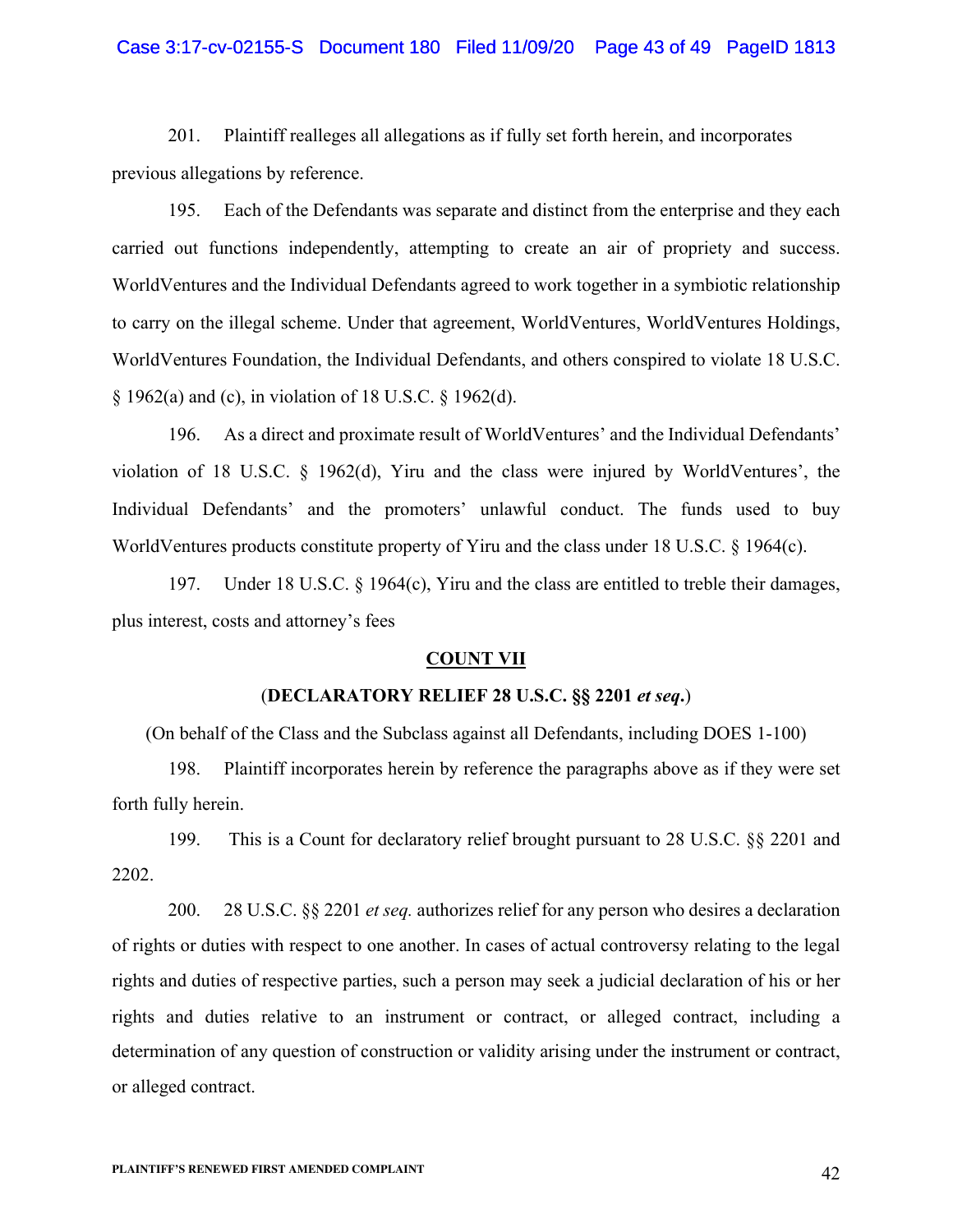201. Plaintiff realleges all allegations as if fully set forth herein, and incorporates previous allegations by reference.

195. Each of the Defendants was separate and distinct from the enterprise and they each carried out functions independently, attempting to create an air of propriety and success. WorldVentures and the Individual Defendants agreed to work together in a symbiotic relationship to carry on the illegal scheme. Under that agreement, WorldVentures, WorldVentures Holdings, WorldVentures Foundation, the Individual Defendants, and others conspired to violate 18 U.S.C. § 1962(a) and (c), in violation of 18 U.S.C. § 1962(d).

196. As a direct and proximate result of WorldVentures' and the Individual Defendants' violation of 18 U.S.C. § 1962(d), Yiru and the class were injured by WorldVentures', the Individual Defendants' and the promoters' unlawful conduct. The funds used to buy WorldVentures products constitute property of Yiru and the class under 18 U.S.C. § 1964(c).

197. Under 18 U.S.C. § 1964(c), Yiru and the class are entitled to treble their damages, plus interest, costs and attorney's fees

## COUNT VII

**(DECLARATORY RELIEF 28 U.S.C. §§ 2201 *et seq.*)**

(On behalf of the Class and the Subclass against all Defendants, including DOES 1-100)

198. Plaintiff incorporates herein by reference the paragraphs above as if they were set forth fully herein.

199. This is a Count for declaratory relief brought pursuant to 28 U.S.C. §§ 2201 and 2202.

200. 28 U.S.C. §§ 2201 *et seq.* authorizes relief for any person who desires a declaration of rights or duties with respect to one another. In cases of actual controversy relating to the legal rights and duties of respective parties, such a person may seek a judicial declaration of his or her rights and duties relative to an instrument or contract, or alleged contract, including a determination of any question of construction or validity arising under the instrument or contract, or alleged contract.

PLAINTIFF'S RENEWED FIRST AMENDED COMPLAINT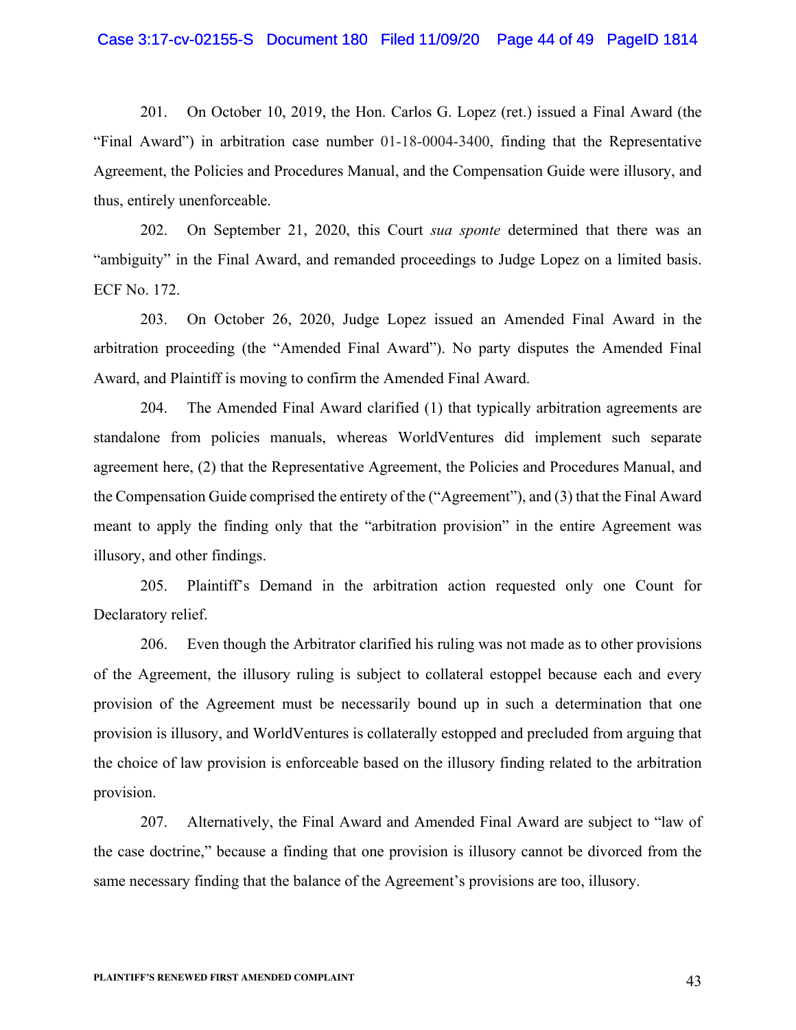201. On October 10, 2019, the Hon. Carlos G. Lopez (ret.) issued a Final Award (the "Final Award") in arbitration case number 01-18-0004-3400, finding that the Representative Agreement, the Policies and Procedures Manual, and the Compensation Guide were illusory, and thus, entirely unenforceable.

202. On September 21, 2020, this Court *sua sponte* determined that there was an "ambiguity" in the Final Award, and remanded proceedings to Judge Lopez on a limited basis. ECF No. 172.

203. On October 26, 2020, Judge Lopez issued an Amended Final Award in the arbitration proceeding (the "Amended Final Award"). No party disputes the Amended Final Award, and Plaintiff is moving to confirm the Amended Final Award.

204. The Amended Final Award clarified (1) that typically arbitration agreements are standalone from policies manuals, whereas WorldVentures did implement such separate agreement here, (2) that the Representative Agreement, the Policies and Procedures Manual, and the Compensation Guide comprised the entirety of the ("Agreement"), and (3) that the Final Award meant to apply the finding only that the "arbitration provision" in the entire Agreement was illusory, and other findings.

205. Plaintiff's Demand in the arbitration action requested only one Count for Declaratory relief.

206. Even though the Arbitrator clarified his ruling was not made as to other provisions of the Agreement, the illusory ruling is subject to collateral estoppel because each and every provision of the Agreement must be necessarily bound up in such a determination that one provision is illusory, and WorldVentures is collaterally estopped and precluded from arguing that the choice of law provision is enforceable based on the illusory finding related to the arbitration provision.

207. Alternatively, the Final Award and Amended Final Award are subject to "law of the case doctrine," because a finding that one provision is illusory cannot be divorced from the same necessary finding that the balance of the Agreement's provisions are too, illusory.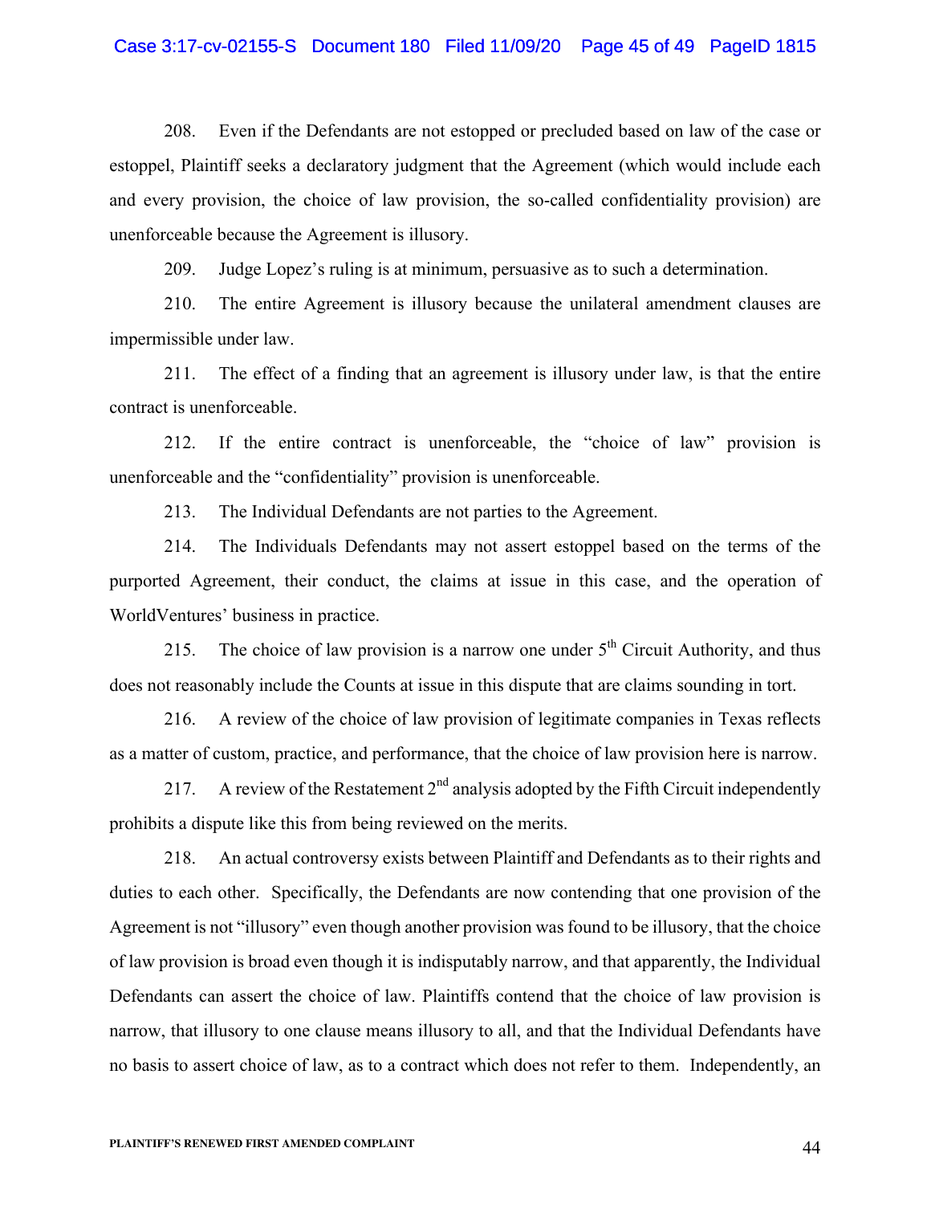208. Even if the Defendants are not estopped or precluded based on law of the case or estoppel, Plaintiff seeks a declaratory judgment that the Agreement (which would include each and every provision, the choice of law provision, the so-called confidentiality provision) are unenforceable because the Agreement is illusory.

209. Judge Lopez's ruling is at minimum, persuasive as to such a determination.

210. The entire Agreement is illusory because the unilateral amendment clauses are impermissible under law.

211. The effect of a finding that an agreement is illusory under law, is that the entire contract is unenforceable.

212. If the entire contract is unenforceable, the "choice of law" provision is unenforceable and the "confidentiality" provision is unenforceable.

213. The Individual Defendants are not parties to the Agreement.

214. The Individuals Defendants may not assert estoppel based on the terms of the purported Agreement, their conduct, the claims at issue in this case, and the operation of WorldVentures' business in practice.

215. The choice of law provision is a narrow one under 5th Circuit Authority, and thus does not reasonably include the Counts at issue in this dispute that are claims sounding in tort.

216. A review of the choice of law provision of legitimate companies in Texas reflects as a matter of custom, practice, and performance, that the choice of law provision here is narrow.

217. A review of the Restatement 2nd analysis adopted by the Fifth Circuit independently prohibits a dispute like this from being reviewed on the merits.

218. An actual controversy exists between Plaintiff and Defendants as to their rights and duties to each other. Specifically, the Defendants are now contending that one provision of the Agreement is not "illusory" even though another provision was found to be illusory, that the choice of law provision is broad even though it is indisputably narrow, and that apparently, the Individual Defendants can assert the choice of law. Plaintiffs contend that the choice of law provision is narrow, that illusory to one clause means illusory to all, and that the Individual Defendants have no basis to assert choice of law, as to a contract which does not refer to them. Independently, an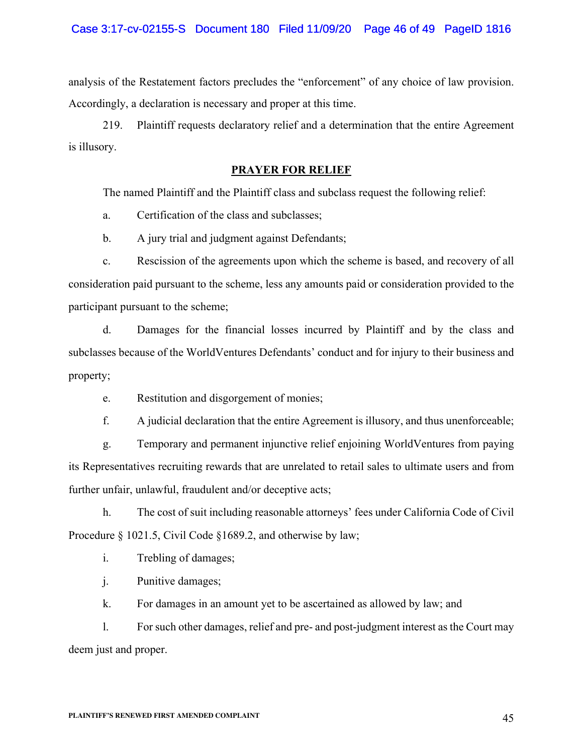analysis of the Restatement factors precludes the "enforcement" of any choice of law provision. Accordingly, a declaration is necessary and proper at this time.

219. Plaintiff requests declaratory relief and a determination that the entire Agreement is illusory.

## PRAYER FOR RELIEF

The named Plaintiff and the Plaintiff class and subclass request the following relief:

a. Certification of the class and subclasses;

b. A jury trial and judgment against Defendants;

c. Rescission of the agreements upon which the scheme is based, and recovery of all consideration paid pursuant to the scheme, less any amounts paid or consideration provided to the participant pursuant to the scheme;

d. Damages for the financial losses incurred by Plaintiff and by the class and subclasses because of the WorldVentures Defendants' conduct and for injury to their business and property;

e. Restitution and disgorgement of monies;

f. A judicial declaration that the entire Agreement is illusory, and thus unenforceable;

g. Temporary and permanent injunctive relief enjoining WorldVentures from paying its Representatives recruiting rewards that are unrelated to retail sales to ultimate users and from further unfair, unlawful, fraudulent and/or deceptive acts;

h. The cost of suit including reasonable attorneys' fees under California Code of Civil Procedure § 1021.5, Civil Code §1689.2, and otherwise by law;

i. Trebling of damages;

j. Punitive damages;

k. For damages in an amount yet to be ascertained as allowed by law; and

l. For such other damages, relief and pre- and post-judgment interest as the Court may deem just and proper.

PLAINTIFF'S RENEWED FIRST AMENDED COMPLAINT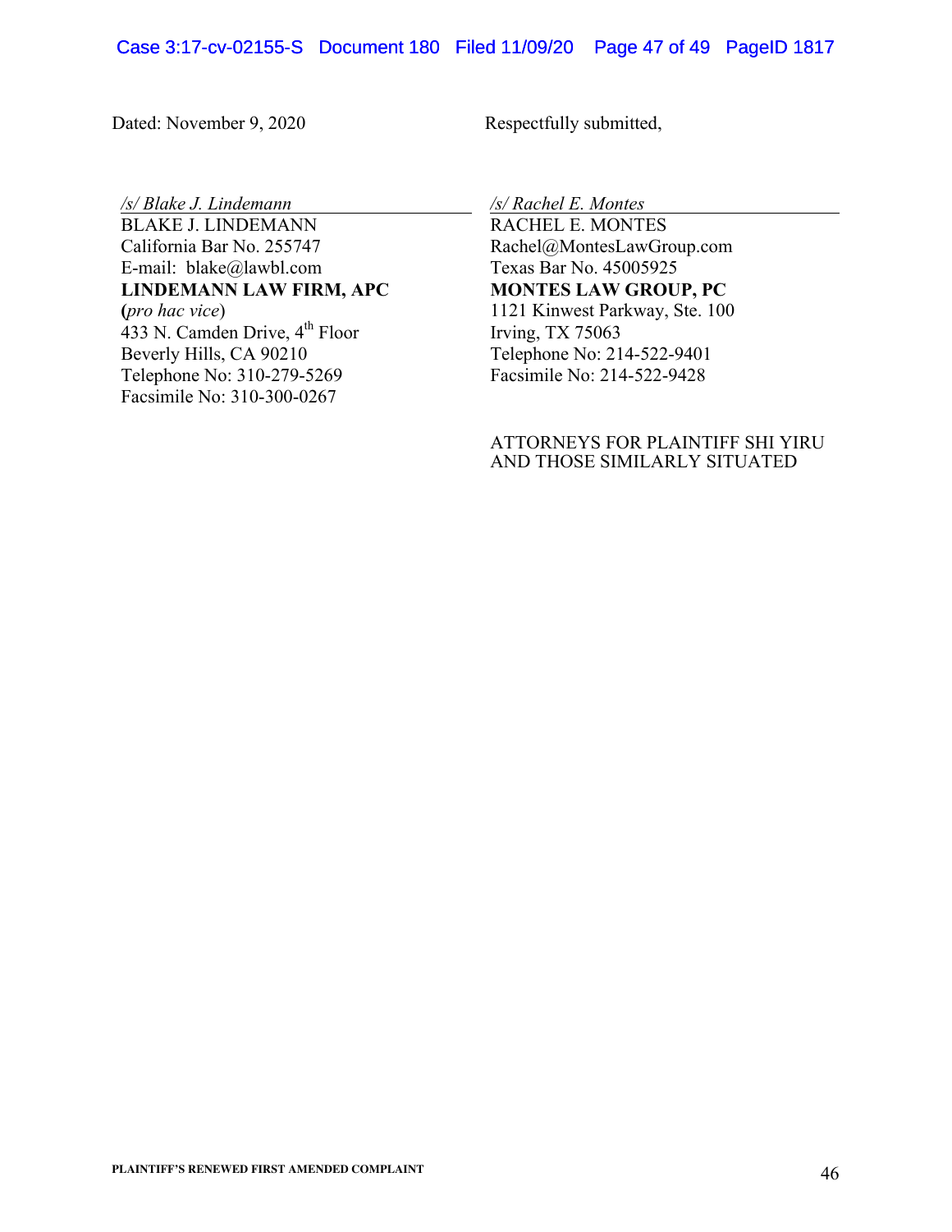Dated: November 9, 2020

Respectfully submitted,

*/s/ Blake J. Lindemann*
BLAKE J. LINDEMANN
California Bar No. 255747
E-mail: blake@lawbl.com
**LINDEMANN LAW FIRM, APC**
**(***pro hac vice*)
433 N. Camden Drive, 4th Floor
Beverly Hills, CA 90210
Telephone No: 310-279-5269
Facsimile No: 310-300-0267

*/s/ Rachel E. Montes*
RACHEL E. MONTES
Rachel@MontesLawGroup.com
Texas Bar No. 45005925
**MONTES LAW GROUP, PC**
1121 Kinwest Parkway, Ste. 100
Irving, TX 75063
Telephone No: 214-522-9401
Facsimile No: 214-522-9428

ATTORNEYS FOR PLAINTIFF SHI YIRU AND THOSE SIMILARLY SITUATED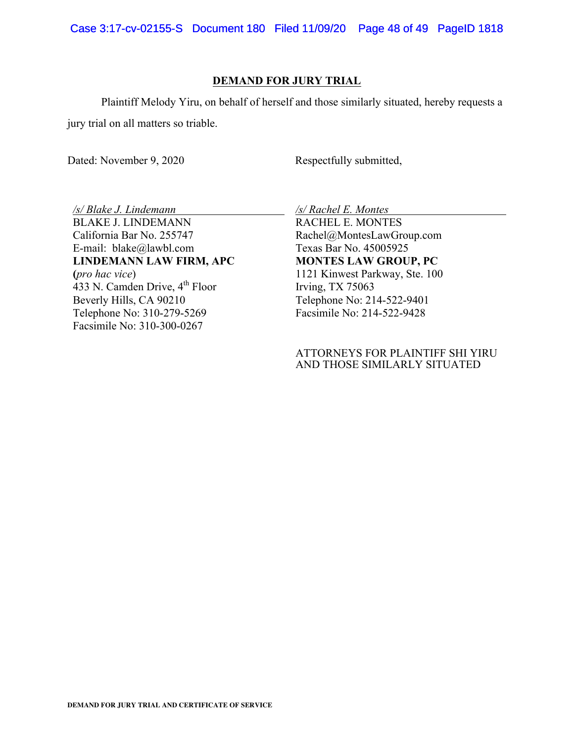## DEMAND FOR JURY TRIAL

Plaintiff Melody Yiru, on behalf of herself and those similarly situated, hereby requests a jury trial on all matters so triable.

Dated: November 9, 2020

Respectfully submitted,

*/s/ Blake J. Lindemann*
BLAKE J. LINDEMANN
California Bar No. 255747
E-mail: blake@lawbl.com
**LINDEMANN LAW FIRM, APC**
**(***pro hac vice***)**
433 N. Camden Drive, 4th Floor
Beverly Hills, CA 90210
Telephone No: 310-279-5269
Facsimile No: 310-300-0267

*/s/ Rachel E. Montes*
RACHEL E. MONTES
Rachel@MontesLawGroup.com
Texas Bar No. 45005925
**MONTES LAW GROUP, PC**
1121 Kinwest Parkway, Ste. 100
Irving, TX 75063
Telephone No: 214-522-9401
Facsimile No: 214-522-9428

ATTORNEYS FOR PLAINTIFF SHI YIRU AND THOSE SIMILARLY SITUATED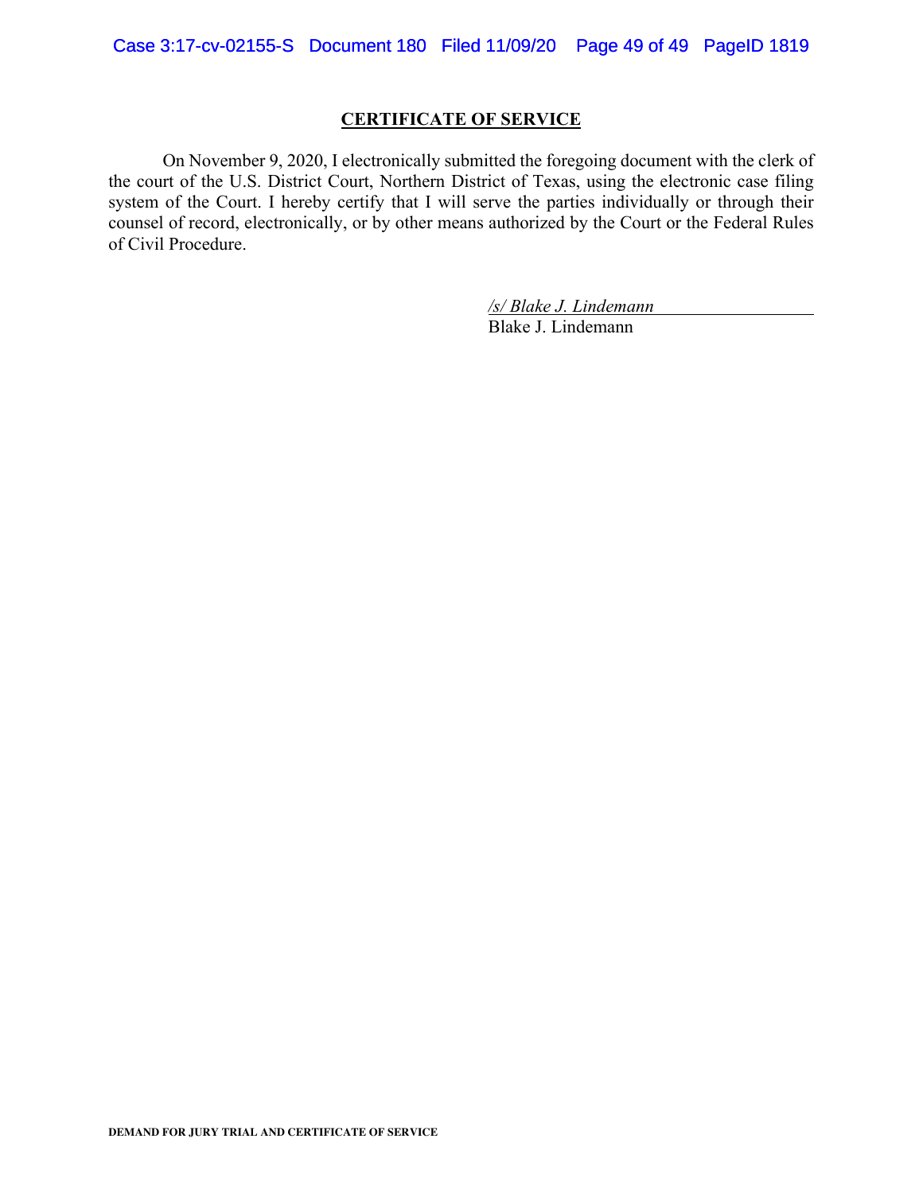## CERTIFICATE OF SERVICE

On November 9, 2020, I electronically submitted the foregoing document with the clerk of the court of the U.S. District Court, Northern District of Texas, using the electronic case filing system of the Court. I hereby certify that I will serve the parties individually or through their counsel of record, electronically, or by other means authorized by the Court or the Federal Rules of Civil Procedure.

*/s/ Blake J. Lindemann*
Blake J. Lindemann